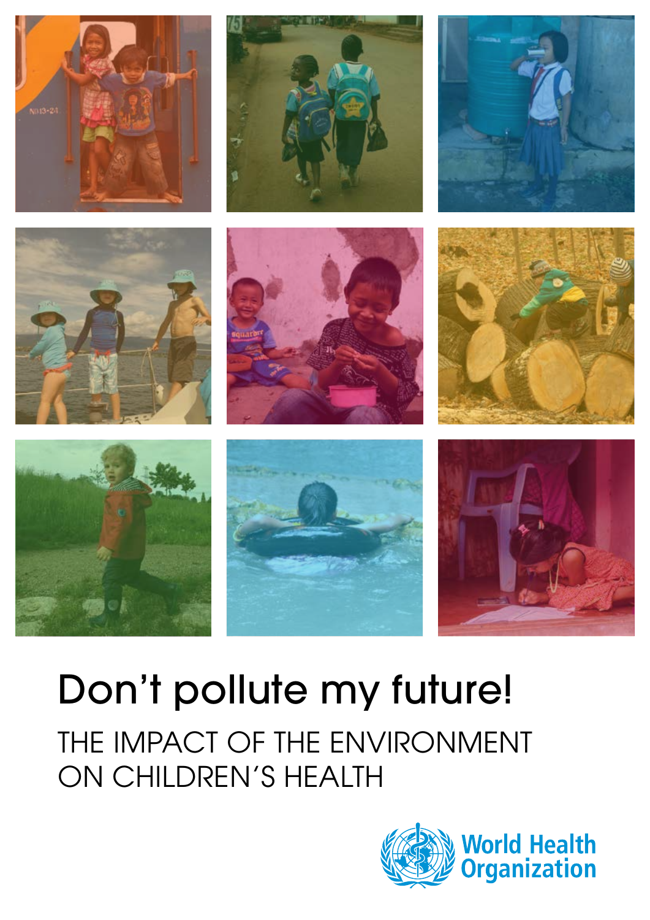# Don't pollute my future!

## THE IMPACT OF THE ENVIRONMENT ON CHILDREN'S HEALTH

World Health Organization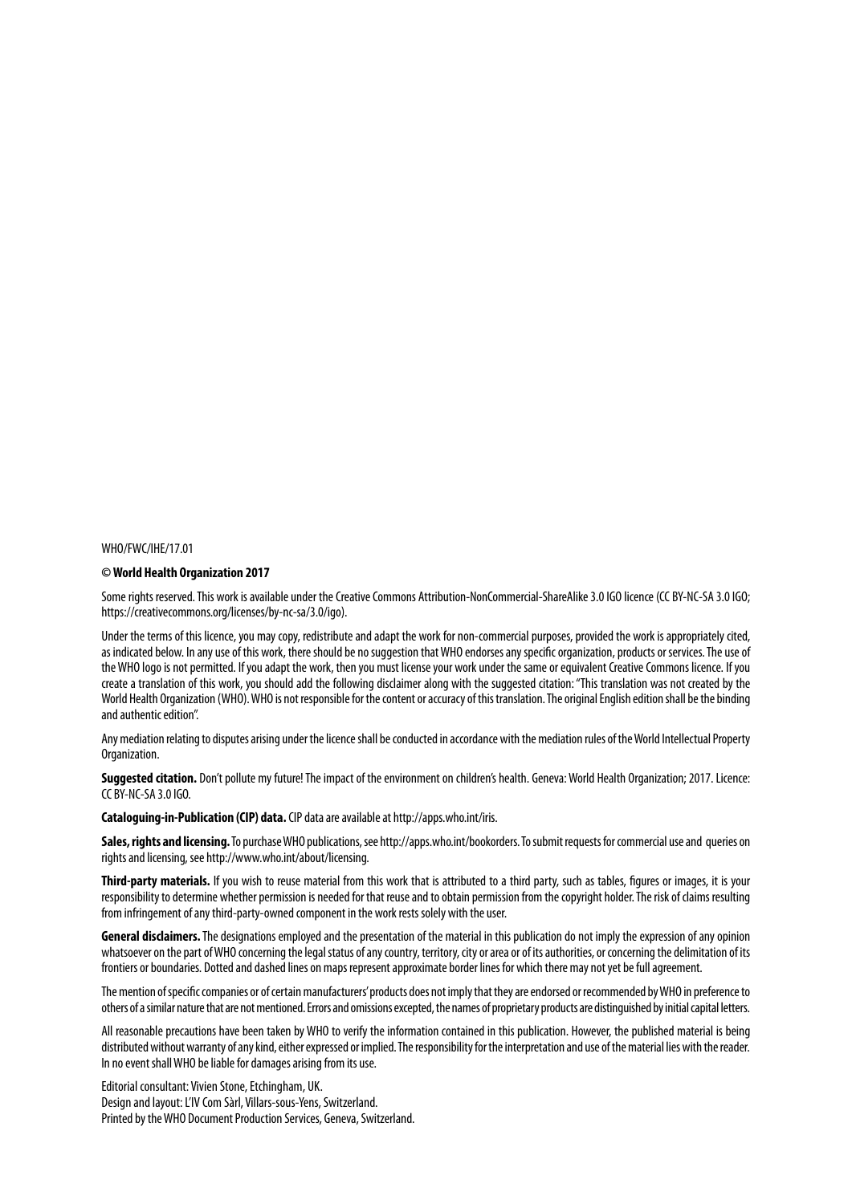WHO/FWC/IHE/17.01

**© World Health Organization 2017**

Some rights reserved. This work is available under the Creative Commons Attribution-NonCommercial-ShareAlike 3.0 IGO licence (CC BY-NC-SA 3.0 IGO; https://creativecommons.org/licenses/by-nc-sa/3.0/igo).

Under the terms of this licence, you may copy, redistribute and adapt the work for non-commercial purposes, provided the work is appropriately cited, as indicated below. In any use of this work, there should be no suggestion that WHO endorses any specific organization, products or services. The use of the WHO logo is not permitted. If you adapt the work, then you must license your work under the same or equivalent Creative Commons licence. If you create a translation of this work, you should add the following disclaimer along with the suggested citation: "This translation was not created by the World Health Organization (WHO). WHO is not responsible for the content or accuracy of this translation. The original English edition shall be the binding and authentic edition".

Any mediation relating to disputes arising under the licence shall be conducted in accordance with the mediation rules of the World Intellectual Property Organization.

**Suggested citation.** Don't pollute my future! The impact of the environment on children's health. Geneva: World Health Organization; 2017. Licence: CC BY-NC-SA 3.0 IGO.

**Cataloguing-in-Publication (CIP) data.** CIP data are available at http://apps.who.int/iris.

**Sales, rights and licensing.** To purchase WHO publications, see http://apps.who.int/bookorders. To submit requests for commercial use and queries on rights and licensing, see http://www.who.int/about/licensing.

**Third-party materials.** If you wish to reuse material from this work that is attributed to a third party, such as tables, figures or images, it is your responsibility to determine whether permission is needed for that reuse and to obtain permission from the copyright holder. The risk of claims resulting from infringement of any third-party-owned component in the work rests solely with the user.

**General disclaimers.** The designations employed and the presentation of the material in this publication do not imply the expression of any opinion whatsoever on the part of WHO concerning the legal status of any country, territory, city or area or of its authorities, or concerning the delimitation of its frontiers or boundaries. Dotted and dashed lines on maps represent approximate border lines for which there may not yet be full agreement.

The mention of specific companies or of certain manufacturers' products does not imply that they are endorsed or recommended by WHO in preference to others of a similar nature that are not mentioned. Errors and omissions excepted, the names of proprietary products are distinguished by initial capital letters.

All reasonable precautions have been taken by WHO to verify the information contained in this publication. However, the published material is being distributed without warranty of any kind, either expressed or implied. The responsibility for the interpretation and use of the material lies with the reader. In no event shall WHO be liable for damages arising from its use.

Editorial consultant: Vivien Stone, Etchingham, UK.
Design and layout: L'IV Com Sàrl, Villars-sous-Yens, Switzerland.
Printed by the WHO Document Production Services, Geneva, Switzerland.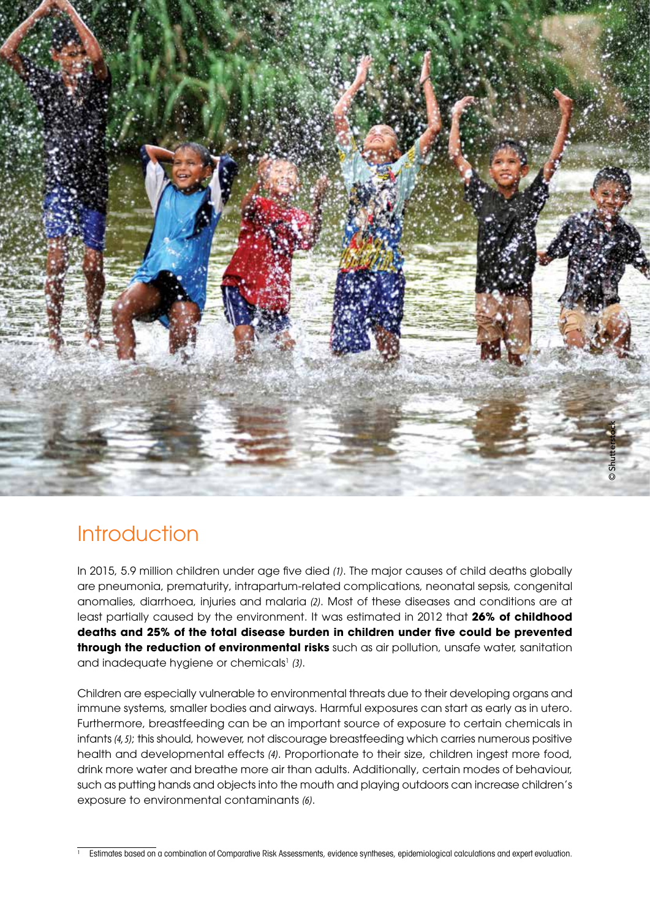## Introduction

In 2015, 5.9 million children under age five died *(1)*. The major causes of child deaths globally are pneumonia, prematurity, intrapartum-related complications, neonatal sepsis, congenital anomalies, diarrhoea, injuries and malaria *(2)*. Most of these diseases and conditions are at least partially caused by the environment. It was estimated in 2012 that **26% of childhood deaths and 25% of the total disease burden in children under five could be prevented through the reduction of environmental risks** such as air pollution, unsafe water, sanitation and inadequate hygiene or chemicals[1] *(3)*.

Children are especially vulnerable to environmental threats due to their developing organs and immune systems, smaller bodies and airways. Harmful exposures can start as early as in utero. Furthermore, breastfeeding can be an important source of exposure to certain chemicals in infants *(4, 5)*; this should, however, not discourage breastfeeding which carries numerous positive health and developmental effects *(4)*. Proportionate to their size, children ingest more food, drink more water and breathe more air than adults. Additionally, certain modes of behaviour, such as putting hands and objects into the mouth and playing outdoors can increase children's exposure to environmental contaminants *(6)*.

[1] Estimates based on a combination of Comparative Risk Assessments, evidence syntheses, epidemiological calculations and expert evaluation.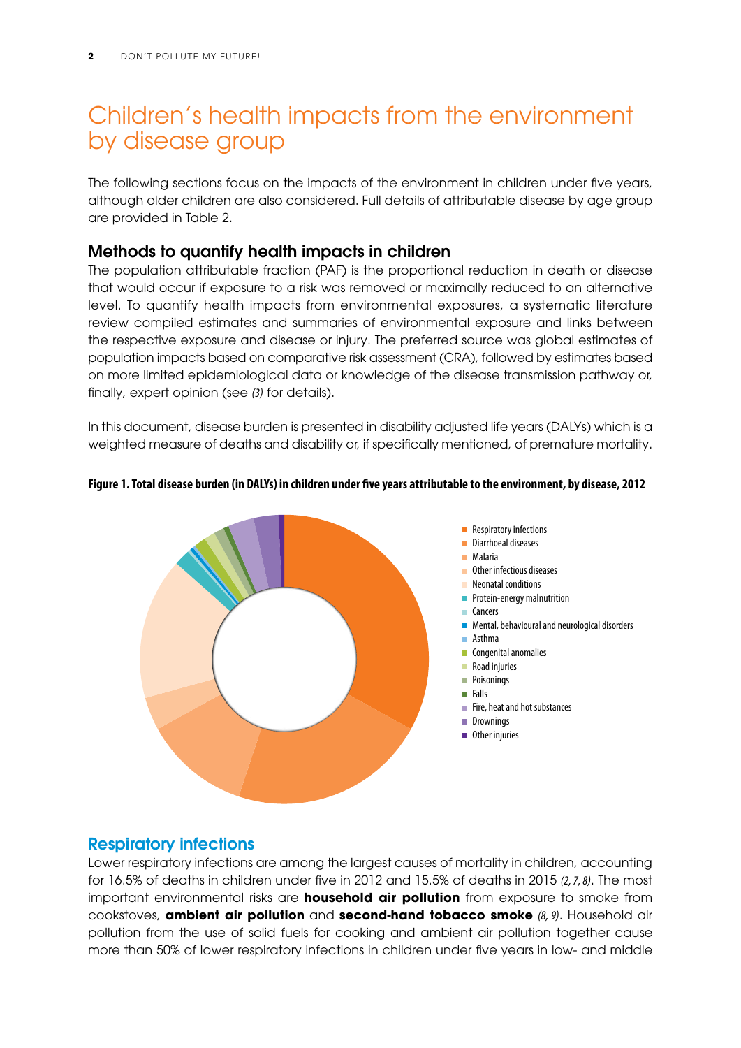# Children's health impacts from the environment by disease group

The following sections focus on the impacts of the environment in children under five years, although older children are also considered. Full details of attributable disease by age group are provided in Table 2.

## Methods to quantify health impacts in children

The population attributable fraction (PAF) is the proportional reduction in death or disease that would occur if exposure to a risk was removed or maximally reduced to an alternative level. To quantify health impacts from environmental exposures, a systematic literature review compiled estimates and summaries of environmental exposure and links between the respective exposure and disease or injury. The preferred source was global estimates of population impacts based on comparative risk assessment (CRA), followed by estimates based on more limited epidemiological data or knowledge of the disease transmission pathway or, finally, expert opinion (see *(3)* for details).

In this document, disease burden is presented in disability adjusted life years (DALYs) which is a weighted measure of deaths and disability or, if specifically mentioned, of premature mortality.

**Figure 1. Total disease burden (in DALYs) in children under five years attributable to the environment, by disease, 2012**

- Respiratory infections
- Diarrhoeal diseases
- Malaria
- Other infectious diseases
- Neonatal conditions
- Protein-energy malnutrition
- Cancers
- Mental, behavioural and neurological disorders
- Asthma
- Congenital anomalies
- Road injuries
- Poisonings
- Falls
- Fire, heat and hot substances
- Drownings
- Other injuries

## Respiratory infections

Lower respiratory infections are among the largest causes of mortality in children, accounting for 16.5% of deaths in children under five in 2012 and 15.5% of deaths in 2015 *(2, 7, 8)*. The most important environmental risks are **household air pollution** from exposure to smoke from cookstoves, **ambient air pollution** and **second-hand tobacco smoke** *(8, 9)*. Household air pollution from the use of solid fuels for cooking and ambient air pollution together cause more than 50% of lower respiratory infections in children under five years in low- and middle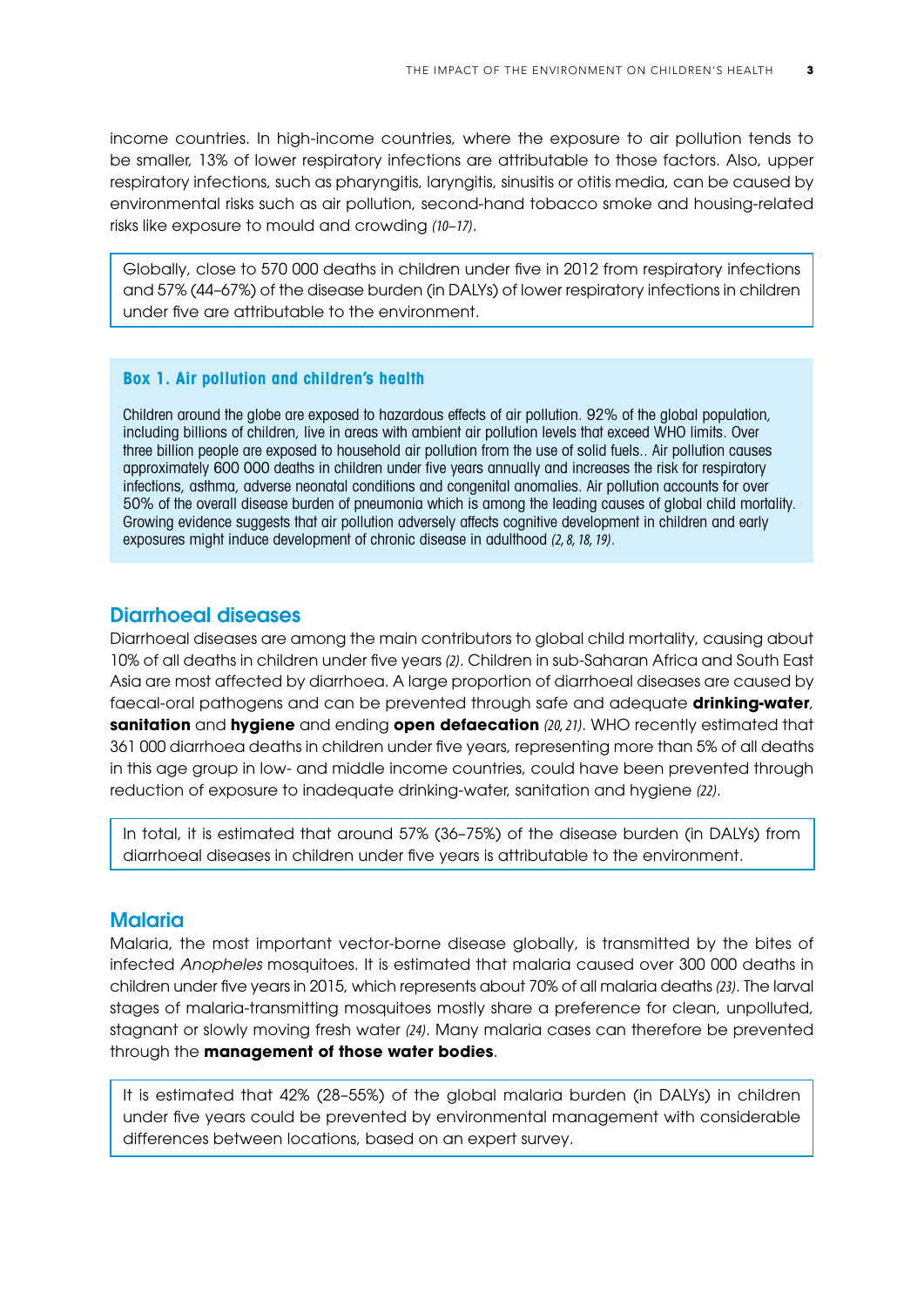income countries. In high-income countries, where the exposure to air pollution tends to be smaller, 13% of lower respiratory infections are attributable to those factors. Also, upper respiratory infections, such as pharyngitis, laryngitis, sinusitis or otitis media, can be caused by environmental risks such as air pollution, second-hand tobacco smoke and housing-related risks like exposure to mould and crowding *(10–17)*.

> Globally, close to 570 000 deaths in children under five in 2012 from respiratory infections and 57% (44–67%) of the disease burden (in DALYs) of lower respiratory infections in children under five are attributable to the environment.

### Box 1. Air pollution and children's health

Children around the globe are exposed to hazardous effects of air pollution. 92% of the global population, including billions of children, live in areas with ambient air pollution levels that exceed WHO limits. Over three billion people are exposed to household air pollution from the use of solid fuels.. Air pollution causes approximately 600 000 deaths in children under five years annually and increases the risk for respiratory infections, asthma, adverse neonatal conditions and congenital anomalies. Air pollution accounts for over 50% of the overall disease burden of pneumonia which is among the leading causes of global child mortality. Growing evidence suggests that air pollution adversely affects cognitive development in children and early exposures might induce development of chronic disease in adulthood *(2, 8, 18, 19)*.

## Diarrhoeal diseases

Diarrhoeal diseases are among the main contributors to global child mortality, causing about 10% of all deaths in children under five years *(2)*. Children in sub-Saharan Africa and South East Asia are most affected by diarrhoea. A large proportion of diarrhoeal diseases are caused by faecal-oral pathogens and can be prevented through safe and adequate **drinking-water**, **sanitation** and **hygiene** and ending **open defaecation** *(20, 21)*. WHO recently estimated that 361 000 diarrhoea deaths in children under five years, representing more than 5% of all deaths in this age group in low- and middle income countries, could have been prevented through reduction of exposure to inadequate drinking-water, sanitation and hygiene *(22)*.

> In total, it is estimated that around 57% (36–75%) of the disease burden (in DALYs) from diarrhoeal diseases in children under five years is attributable to the environment.

## Malaria

Malaria, the most important vector-borne disease globally, is transmitted by the bites of infected *Anopheles* mosquitoes. It is estimated that malaria caused over 300 000 deaths in children under five years in 2015, which represents about 70% of all malaria deaths *(23)*. The larval stages of malaria-transmitting mosquitoes mostly share a preference for clean, unpolluted, stagnant or slowly moving fresh water *(24)*. Many malaria cases can therefore be prevented through the **management of those water bodies**.

> It is estimated that 42% (28–55%) of the global malaria burden (in DALYs) in children under five years could be prevented by environmental management with considerable differences between locations, based on an expert survey.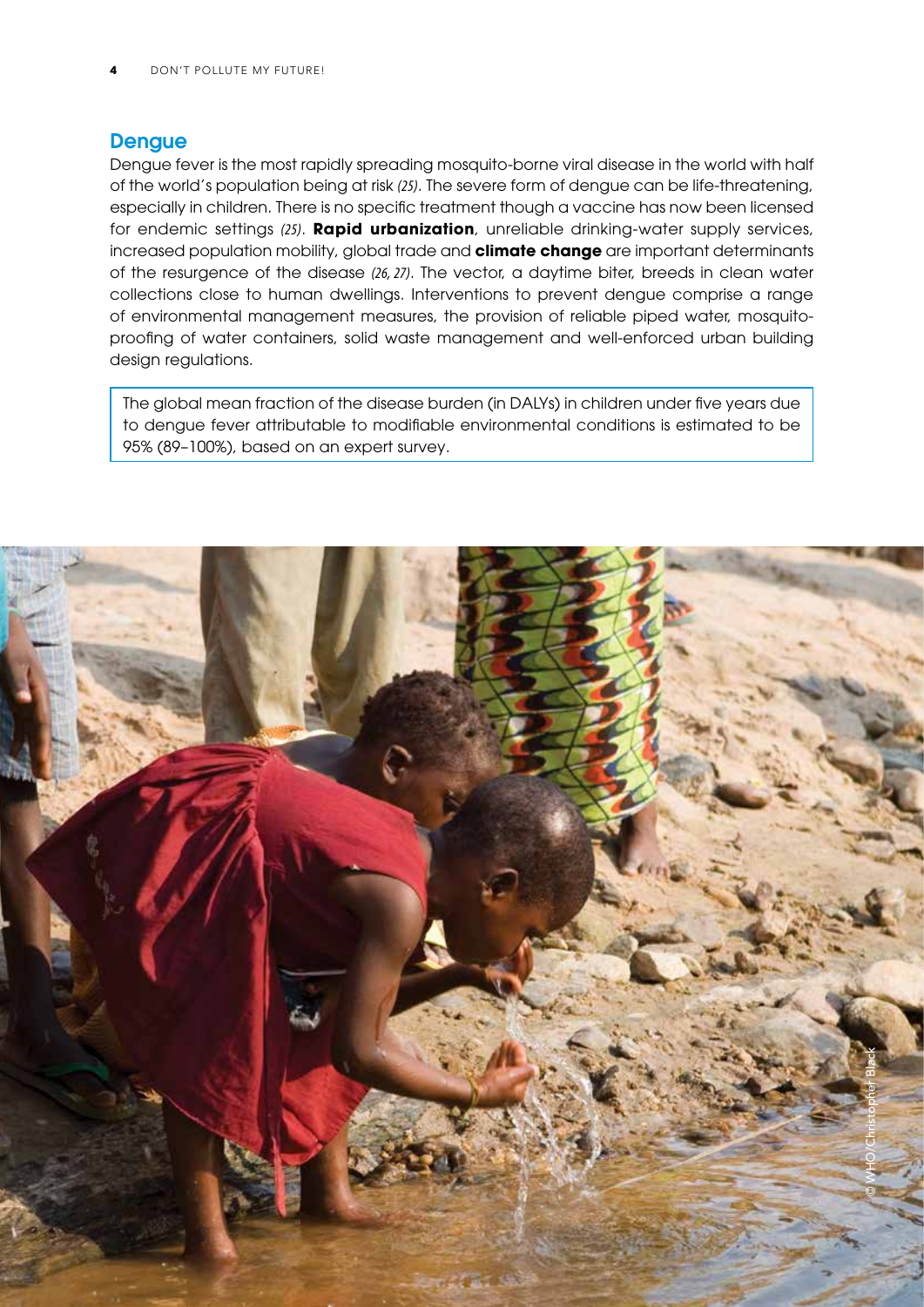## Dengue

Dengue fever is the most rapidly spreading mosquito-borne viral disease in the world with half of the world's population being at risk *(25)*. The severe form of dengue can be life-threatening, especially in children. There is no specific treatment though a vaccine has now been licensed for endemic settings *(25)*. **Rapid urbanization**, unreliable drinking-water supply services, increased population mobility, global trade and **climate change** are important determinants of the resurgence of the disease *(26, 27)*. The vector, a daytime biter, breeds in clean water collections close to human dwellings. Interventions to prevent dengue comprise a range of environmental management measures, the provision of reliable piped water, mosquito-proofing of water containers, solid waste management and well-enforced urban building design regulations.

The global mean fraction of the disease burden (in DALYs) in children under five years due to dengue fever attributable to modifiable environmental conditions is estimated to be 95% (89–100%), based on an expert survey.

© WHO/Christopher Black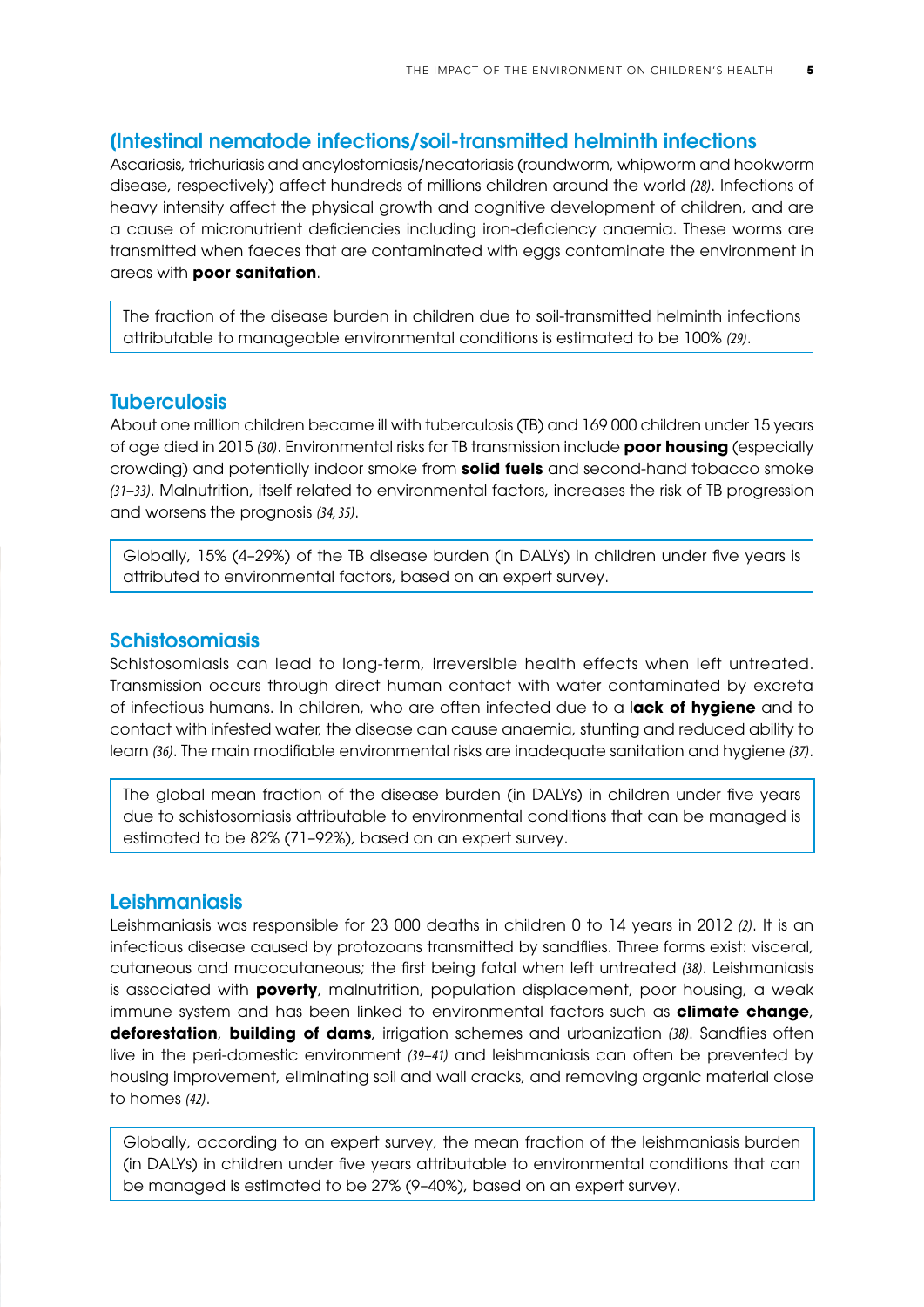## (Intestinal nematode infections/soil-transmitted helminth infections

Ascariasis, trichuriasis and ancylostomiasis/necatoriasis (roundworm, whipworm and hookworm disease, respectively) affect hundreds of millions children around the world *(28)*. Infections of heavy intensity affect the physical growth and cognitive development of children, and are a cause of micronutrient deficiencies including iron-deficiency anaemia. These worms are transmitted when faeces that are contaminated with eggs contaminate the environment in areas with **poor sanitation**.

> The fraction of the disease burden in children due to soil-transmitted helminth infections attributable to manageable environmental conditions is estimated to be 100% *(29)*.

## Tuberculosis

About one million children became ill with tuberculosis (TB) and 169 000 children under 15 years of age died in 2015 *(30)*. Environmental risks for TB transmission include **poor housing** (especially crowding) and potentially indoor smoke from **solid fuels** and second-hand tobacco smoke *(31–33)*. Malnutrition, itself related to environmental factors, increases the risk of TB progression and worsens the prognosis *(34, 35)*.

> Globally, 15% (4–29%) of the TB disease burden (in DALYs) in children under five years is attributed to environmental factors, based on an expert survey.

## Schistosomiasis

Schistosomiasis can lead to long-term, irreversible health effects when left untreated. Transmission occurs through direct human contact with water contaminated by excreta of infectious humans. In children, who are often infected due to a l**ack of hygiene** and to contact with infested water, the disease can cause anaemia, stunting and reduced ability to learn *(36)*. The main modifiable environmental risks are inadequate sanitation and hygiene *(37)*.

> The global mean fraction of the disease burden (in DALYs) in children under five years due to schistosomiasis attributable to environmental conditions that can be managed is estimated to be 82% (71–92%), based on an expert survey.

## Leishmaniasis

Leishmaniasis was responsible for 23 000 deaths in children 0 to 14 years in 2012 *(2)*. It is an infectious disease caused by protozoans transmitted by sandflies. Three forms exist: visceral, cutaneous and mucocutaneous; the first being fatal when left untreated *(38)*. Leishmaniasis is associated with **poverty**, malnutrition, population displacement, poor housing, a weak immune system and has been linked to environmental factors such as **climate change**, **deforestation**, **building of dams**, irrigation schemes and urbanization *(38)*. Sandflies often live in the peri-domestic environment *(39–41)* and leishmaniasis can often be prevented by housing improvement, eliminating soil and wall cracks, and removing organic material close to homes *(42)*.

> Globally, according to an expert survey, the mean fraction of the leishmaniasis burden (in DALYs) in children under five years attributable to environmental conditions that can be managed is estimated to be 27% (9–40%), based on an expert survey.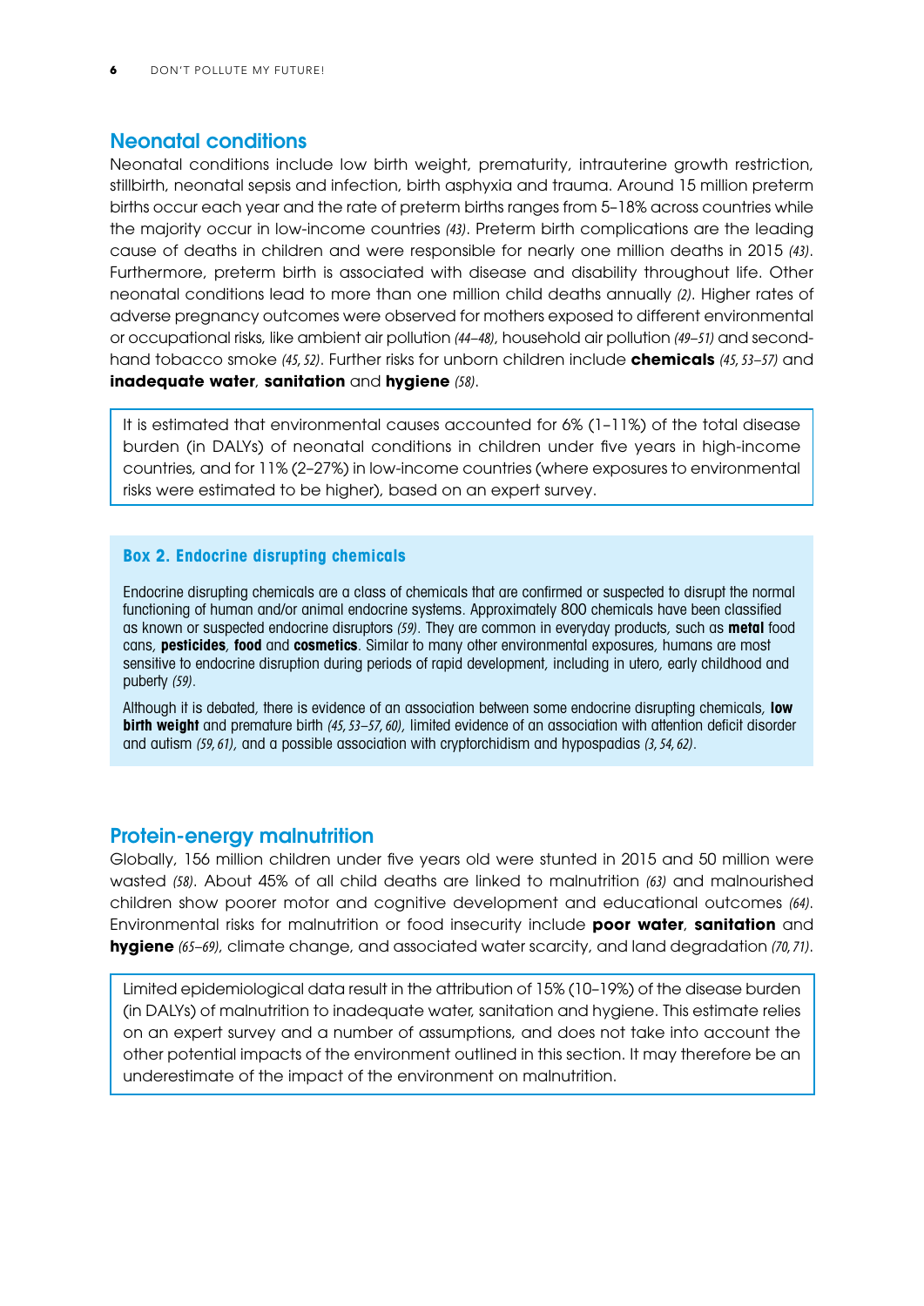## Neonatal conditions

Neonatal conditions include low birth weight, prematurity, intrauterine growth restriction, stillbirth, neonatal sepsis and infection, birth asphyxia and trauma. Around 15 million preterm births occur each year and the rate of preterm births ranges from 5–18% across countries while the majority occur in low-income countries *(43)*. Preterm birth complications are the leading cause of deaths in children and were responsible for nearly one million deaths in 2015 *(43)*. Furthermore, preterm birth is associated with disease and disability throughout life. Other neonatal conditions lead to more than one million child deaths annually *(2)*. Higher rates of adverse pregnancy outcomes were observed for mothers exposed to different environmental or occupational risks, like ambient air pollution *(44–48)*, household air pollution *(49–51)* and second-hand tobacco smoke *(45, 52)*. Further risks for unborn children include **chemicals** *(45, 53–57)* and **inadequate water**, **sanitation** and **hygiene** *(58)*.

It is estimated that environmental causes accounted for 6% (1–11%) of the total disease burden (in DALYs) of neonatal conditions in children under five years in high-income countries, and for 11% (2–27%) in low-income countries (where exposures to environmental risks were estimated to be higher), based on an expert survey.

### Box 2. Endocrine disrupting chemicals

Endocrine disrupting chemicals are a class of chemicals that are confirmed or suspected to disrupt the normal functioning of human and/or animal endocrine systems. Approximately 800 chemicals have been classified as known or suspected endocrine disruptors *(59)*. They are common in everyday products, such as **metal** food cans, **pesticides**, **food** and **cosmetics**. Similar to many other environmental exposures, humans are most sensitive to endocrine disruption during periods of rapid development, including in utero, early childhood and puberty *(59)*.

Although it is debated, there is evidence of an association between some endocrine disrupting chemicals, **low birth weight** and premature birth *(45, 53–57, 60)*, limited evidence of an association with attention deficit disorder and autism *(59, 61)*, and a possible association with cryptorchidism and hypospadias *(3, 54, 62)*.

## Protein-energy malnutrition

Globally, 156 million children under five years old were stunted in 2015 and 50 million were wasted *(58)*. About 45% of all child deaths are linked to malnutrition *(63)* and malnourished children show poorer motor and cognitive development and educational outcomes *(64)*. Environmental risks for malnutrition or food insecurity include **poor water**, **sanitation** and **hygiene** *(65–69)*, climate change, and associated water scarcity, and land degradation *(70, 71)*.

Limited epidemiological data result in the attribution of 15% (10–19%) of the disease burden (in DALYs) of malnutrition to inadequate water, sanitation and hygiene. This estimate relies on an expert survey and a number of assumptions, and does not take into account the other potential impacts of the environment outlined in this section. It may therefore be an underestimate of the impact of the environment on malnutrition.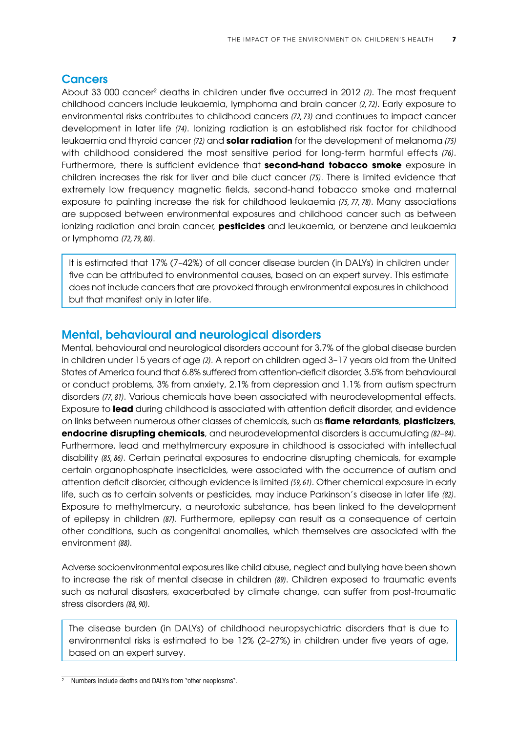## Cancers

About 33 000 cancer[2] deaths in children under five occurred in 2012 *(2)*. The most frequent childhood cancers include leukaemia, lymphoma and brain cancer *(2, 72)*. Early exposure to environmental risks contributes to childhood cancers *(72, 73)* and continues to impact cancer development in later life *(74)*. Ionizing radiation is an established risk factor for childhood leukaemia and thyroid cancer *(72)* and **solar radiation** for the development of melanoma *(75)* with childhood considered the most sensitive period for long-term harmful effects *(76)*. Furthermore, there is sufficient evidence that **second-hand tobacco smoke** exposure in children increases the risk for liver and bile duct cancer *(75)*. There is limited evidence that extremely low frequency magnetic fields, second-hand tobacco smoke and maternal exposure to painting increase the risk for childhood leukaemia *(75, 77, 78)*. Many associations are supposed between environmental exposures and childhood cancer such as between ionizing radiation and brain cancer, **pesticides** and leukaemia, or benzene and leukaemia or lymphoma *(72, 79, 80)*.

> It is estimated that 17% (7–42%) of all cancer disease burden (in DALYs) in children under five can be attributed to environmental causes, based on an expert survey. This estimate does not include cancers that are provoked through environmental exposures in childhood but that manifest only in later life.

## Mental, behavioural and neurological disorders

Mental, behavioural and neurological disorders account for 3.7% of the global disease burden in children under 15 years of age *(2)*. A report on children aged 3–17 years old from the United States of America found that 6.8% suffered from attention-deficit disorder, 3.5% from behavioural or conduct problems, 3% from anxiety, 2.1% from depression and 1.1% from autism spectrum disorders *(77, 81)*. Various chemicals have been associated with neurodevelopmental effects. Exposure to **lead** during childhood is associated with attention deficit disorder, and evidence on links between numerous other classes of chemicals, such as **flame retardants**, **plasticizers**, **endocrine disrupting chemicals**, and neurodevelopmental disorders is accumulating *(82–84)*. Furthermore, lead and methylmercury exposure in childhood is associated with intellectual disability *(85, 86)*. Certain perinatal exposures to endocrine disrupting chemicals, for example certain organophosphate insecticides, were associated with the occurrence of autism and attention deficit disorder, although evidence is limited *(59, 61)*. Other chemical exposure in early life, such as to certain solvents or pesticides, may induce Parkinson's disease in later life *(82)*. Exposure to methylmercury, a neurotoxic substance, has been linked to the development of epilepsy in children *(87)*. Furthermore, epilepsy can result as a consequence of certain other conditions, such as congenital anomalies, which themselves are associated with the environment *(88)*.

Adverse socioenvironmental exposures like child abuse, neglect and bullying have been shown to increase the risk of mental disease in children *(89)*. Children exposed to traumatic events such as natural disasters, exacerbated by climate change, can suffer from post-traumatic stress disorders *(88, 90)*.

> The disease burden (in DALYs) of childhood neuropsychiatric disorders that is due to environmental risks is estimated to be 12% (2–27%) in children under five years of age, based on an expert survey.

[2] Numbers include deaths and DALYs from "other neoplasms".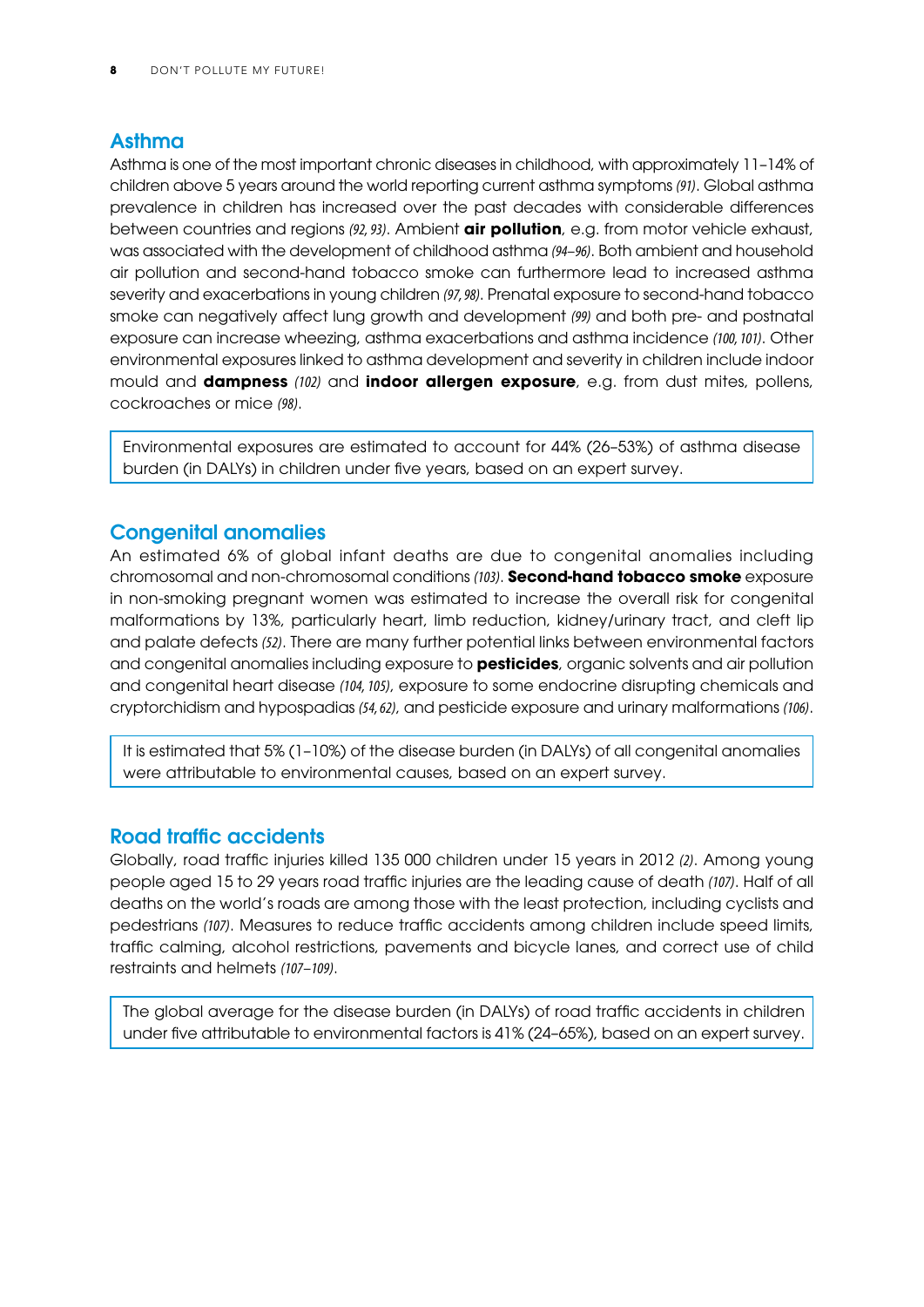## Asthma

Asthma is one of the most important chronic diseases in childhood, with approximately 11–14% of children above 5 years around the world reporting current asthma symptoms *(91)*. Global asthma prevalence in children has increased over the past decades with considerable differences between countries and regions *(92, 93)*. Ambient **air pollution**, e.g. from motor vehicle exhaust, was associated with the development of childhood asthma *(94–96)*. Both ambient and household air pollution and second-hand tobacco smoke can furthermore lead to increased asthma severity and exacerbations in young children *(97, 98)*. Prenatal exposure to second-hand tobacco smoke can negatively affect lung growth and development *(99)* and both pre- and postnatal exposure can increase wheezing, asthma exacerbations and asthma incidence *(100, 101)*. Other environmental exposures linked to asthma development and severity in children include indoor mould and **dampness** *(102)* and **indoor allergen exposure**, e.g. from dust mites, pollens, cockroaches or mice *(98)*.

> Environmental exposures are estimated to account for 44% (26–53%) of asthma disease burden (in DALYs) in children under five years, based on an expert survey.

## Congenital anomalies

An estimated 6% of global infant deaths are due to congenital anomalies including chromosomal and non-chromosomal conditions *(103)*. **Second-hand tobacco smoke** exposure in non-smoking pregnant women was estimated to increase the overall risk for congenital malformations by 13%, particularly heart, limb reduction, kidney/urinary tract, and cleft lip and palate defects *(52)*. There are many further potential links between environmental factors and congenital anomalies including exposure to **pesticides**, organic solvents and air pollution and congenital heart disease *(104, 105)*, exposure to some endocrine disrupting chemicals and cryptorchidism and hypospadias *(54, 62)*, and pesticide exposure and urinary malformations *(106)*.

> It is estimated that 5% (1–10%) of the disease burden (in DALYs) of all congenital anomalies were attributable to environmental causes, based on an expert survey.

## Road traffic accidents

Globally, road traffic injuries killed 135 000 children under 15 years in 2012 *(2)*. Among young people aged 15 to 29 years road traffic injuries are the leading cause of death *(107)*. Half of all deaths on the world's roads are among those with the least protection, including cyclists and pedestrians *(107)*. Measures to reduce traffic accidents among children include speed limits, traffic calming, alcohol restrictions, pavements and bicycle lanes, and correct use of child restraints and helmets *(107–109)*.

> The global average for the disease burden (in DALYs) of road traffic accidents in children under five attributable to environmental factors is 41% (24–65%), based on an expert survey.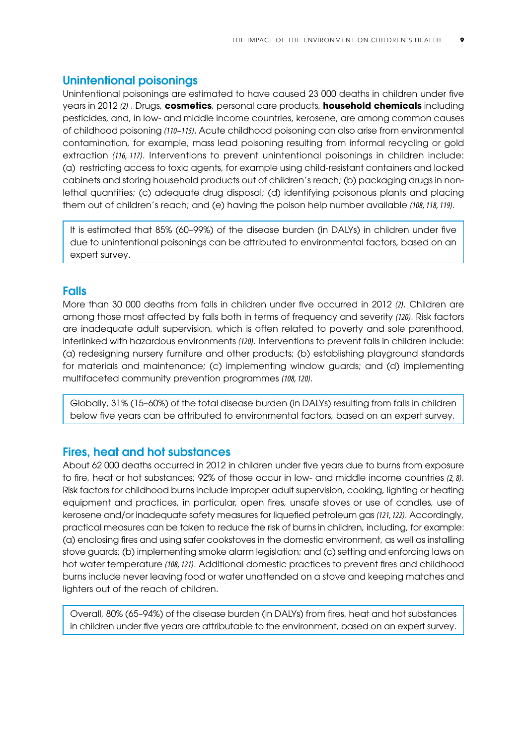## Unintentional poisonings

Unintentional poisonings are estimated to have caused 23 000 deaths in children under five years in 2012 *(2)* . Drugs, **cosmetics**, personal care products, **household chemicals** including pesticides, and, in low- and middle income countries, kerosene, are among common causes of childhood poisoning *(110–115)*. Acute childhood poisoning can also arise from environmental contamination, for example, mass lead poisoning resulting from informal recycling or gold extraction *(116, 117)*. Interventions to prevent unintentional poisonings in children include: (a) restricting access to toxic agents, for example using child-resistant containers and locked cabinets and storing household products out of children's reach; (b) packaging drugs in non-lethal quantities; (c) adequate drug disposal; (d) identifying poisonous plants and placing them out of children's reach; and (e) having the poison help number available *(108, 118, 119)*.

It is estimated that 85% (60–99%) of the disease burden (in DALYs) in children under five due to unintentional poisonings can be attributed to environmental factors, based on an expert survey.

## Falls

More than 30 000 deaths from falls in children under five occurred in 2012 *(2)*. Children are among those most affected by falls both in terms of frequency and severity *(120)*. Risk factors are inadequate adult supervision, which is often related to poverty and sole parenthood, interlinked with hazardous environments *(120)*. Interventions to prevent falls in children include: (a) redesigning nursery furniture and other products; (b) establishing playground standards for materials and maintenance; (c) implementing window guards; and (d) implementing multifaceted community prevention programmes *(108, 120)*.

Globally, 31% (15–60%) of the total disease burden (in DALYs) resulting from falls in children below five years can be attributed to environmental factors, based on an expert survey.

## Fires, heat and hot substances

About 62 000 deaths occurred in 2012 in children under five years due to burns from exposure to fire, heat or hot substances; 92% of those occur in low- and middle income countries *(2, 8)*. Risk factors for childhood burns include improper adult supervision, cooking, lighting or heating equipment and practices, in particular, open fires, unsafe stoves or use of candles, use of kerosene and/or inadequate safety measures for liquefied petroleum gas *(121, 122)*. Accordingly, practical measures can be taken to reduce the risk of burns in children, including, for example: (a) enclosing fires and using safer cookstoves in the domestic environment, as well as installing stove guards; (b) implementing smoke alarm legislation; and (c) setting and enforcing laws on hot water temperature *(108, 121)*. Additional domestic practices to prevent fires and childhood burns include never leaving food or water unattended on a stove and keeping matches and lighters out of the reach of children.

Overall, 80% (65–94%) of the disease burden (in DALYs) from fires, heat and hot substances in children under five years are attributable to the environment, based on an expert survey.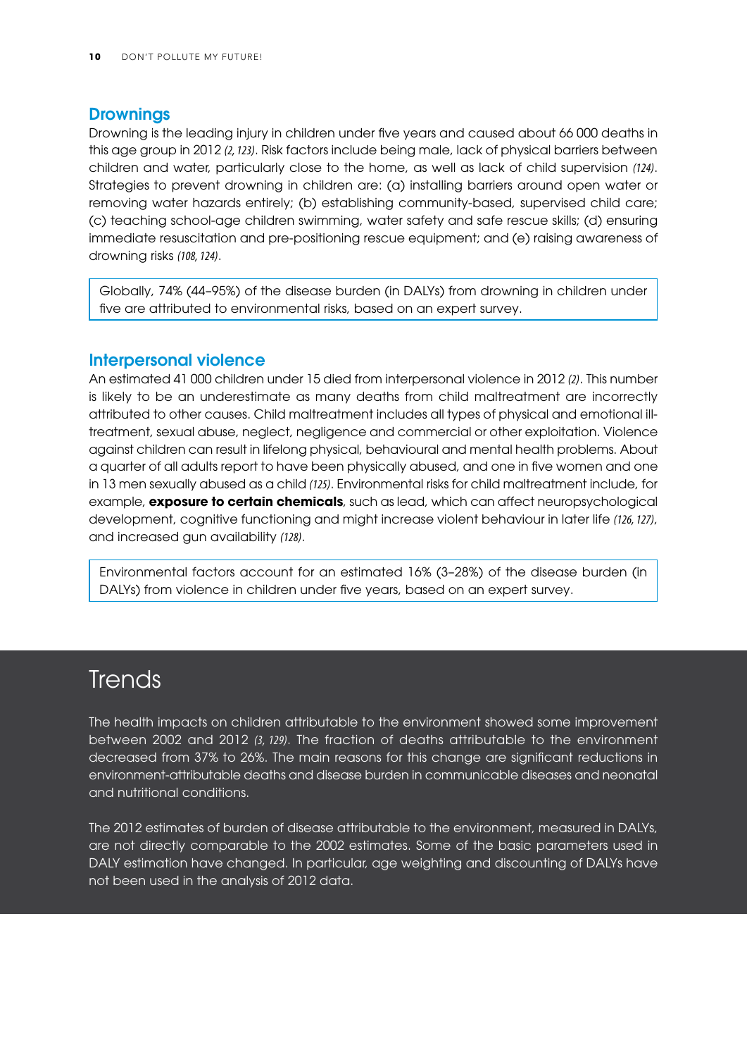## Drownings

Drowning is the leading injury in children under five years and caused about 66 000 deaths in this age group in 2012 *(2, 123)*. Risk factors include being male, lack of physical barriers between children and water, particularly close to the home, as well as lack of child supervision *(124)*. Strategies to prevent drowning in children are: (a) installing barriers around open water or removing water hazards entirely; (b) establishing community-based, supervised child care; (c) teaching school-age children swimming, water safety and safe rescue skills; (d) ensuring immediate resuscitation and pre-positioning rescue equipment; and (e) raising awareness of drowning risks *(108, 124)*.

> Globally, 74% (44–95%) of the disease burden (in DALYs) from drowning in children under five are attributed to environmental risks, based on an expert survey.

## Interpersonal violence

An estimated 41 000 children under 15 died from interpersonal violence in 2012 *(2)*. This number is likely to be an underestimate as many deaths from child maltreatment are incorrectly attributed to other causes. Child maltreatment includes all types of physical and emotional ill-treatment, sexual abuse, neglect, negligence and commercial or other exploitation. Violence against children can result in lifelong physical, behavioural and mental health problems. About a quarter of all adults report to have been physically abused, and one in five women and one in 13 men sexually abused as a child *(125)*. Environmental risks for child maltreatment include, for example, **exposure to certain chemicals**, such as lead, which can affect neuropsychological development, cognitive functioning and might increase violent behaviour in later life *(126, 127)*, and increased gun availability *(128)*.

> Environmental factors account for an estimated 16% (3–28%) of the disease burden (in DALYs) from violence in children under five years, based on an expert survey.

# Trends

The health impacts on children attributable to the environment showed some improvement between 2002 and 2012 *(3, 129)*. The fraction of deaths attributable to the environment decreased from 37% to 26%. The main reasons for this change are significant reductions in environment-attributable deaths and disease burden in communicable diseases and neonatal and nutritional conditions.

The 2012 estimates of burden of disease attributable to the environment, measured in DALYs, are not directly comparable to the 2002 estimates. Some of the basic parameters used in DALY estimation have changed. In particular, age weighting and discounting of DALYs have not been used in the analysis of 2012 data.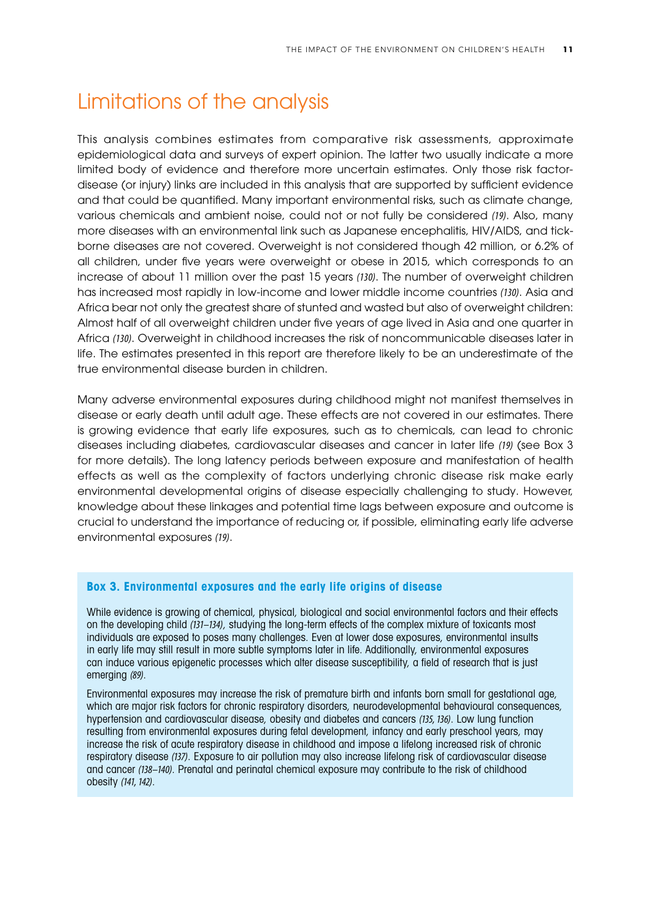# Limitations of the analysis

This analysis combines estimates from comparative risk assessments, approximate epidemiological data and surveys of expert opinion. The latter two usually indicate a more limited body of evidence and therefore more uncertain estimates. Only those risk factor-disease (or injury) links are included in this analysis that are supported by sufficient evidence and that could be quantified. Many important environmental risks, such as climate change, various chemicals and ambient noise, could not or not fully be considered *(19)*. Also, many more diseases with an environmental link such as Japanese encephalitis, HIV/AIDS, and tick-borne diseases are not covered. Overweight is not considered though 42 million, or 6.2% of all children, under five years were overweight or obese in 2015, which corresponds to an increase of about 11 million over the past 15 years *(130)*. The number of overweight children has increased most rapidly in low-income and lower middle income countries *(130)*. Asia and Africa bear not only the greatest share of stunted and wasted but also of overweight children: Almost half of all overweight children under five years of age lived in Asia and one quarter in Africa *(130)*. Overweight in childhood increases the risk of noncommunicable diseases later in life. The estimates presented in this report are therefore likely to be an underestimate of the true environmental disease burden in children.

Many adverse environmental exposures during childhood might not manifest themselves in disease or early death until adult age. These effects are not covered in our estimates. There is growing evidence that early life exposures, such as to chemicals, can lead to chronic diseases including diabetes, cardiovascular diseases and cancer in later life *(19)* (see Box 3 for more details). The long latency periods between exposure and manifestation of health effects as well as the complexity of factors underlying chronic disease risk make early environmental developmental origins of disease especially challenging to study. However, knowledge about these linkages and potential time lags between exposure and outcome is crucial to understand the importance of reducing or, if possible, eliminating early life adverse environmental exposures *(19)*.

### Box 3. Environmental exposures and the early life origins of disease

While evidence is growing of chemical, physical, biological and social environmental factors and their effects on the developing child *(131–134)*, studying the long-term effects of the complex mixture of toxicants most individuals are exposed to poses many challenges. Even at lower dose exposures, environmental insults in early life may still result in more subtle symptoms later in life. Additionally, environmental exposures can induce various epigenetic processes which alter disease susceptibility, a field of research that is just emerging *(89)*.

Environmental exposures may increase the risk of premature birth and infants born small for gestational age, which are major risk factors for chronic respiratory disorders, neurodevelopmental behavioural consequences, hypertension and cardiovascular disease, obesity and diabetes and cancers *(135, 136)*. Low lung function resulting from environmental exposures during fetal development, infancy and early preschool years, may increase the risk of acute respiratory disease in childhood and impose a lifelong increased risk of chronic respiratory disease *(137)*. Exposure to air pollution may also increase lifelong risk of cardiovascular disease and cancer *(138–140)*. Prenatal and perinatal chemical exposure may contribute to the risk of childhood obesity *(141, 142)*.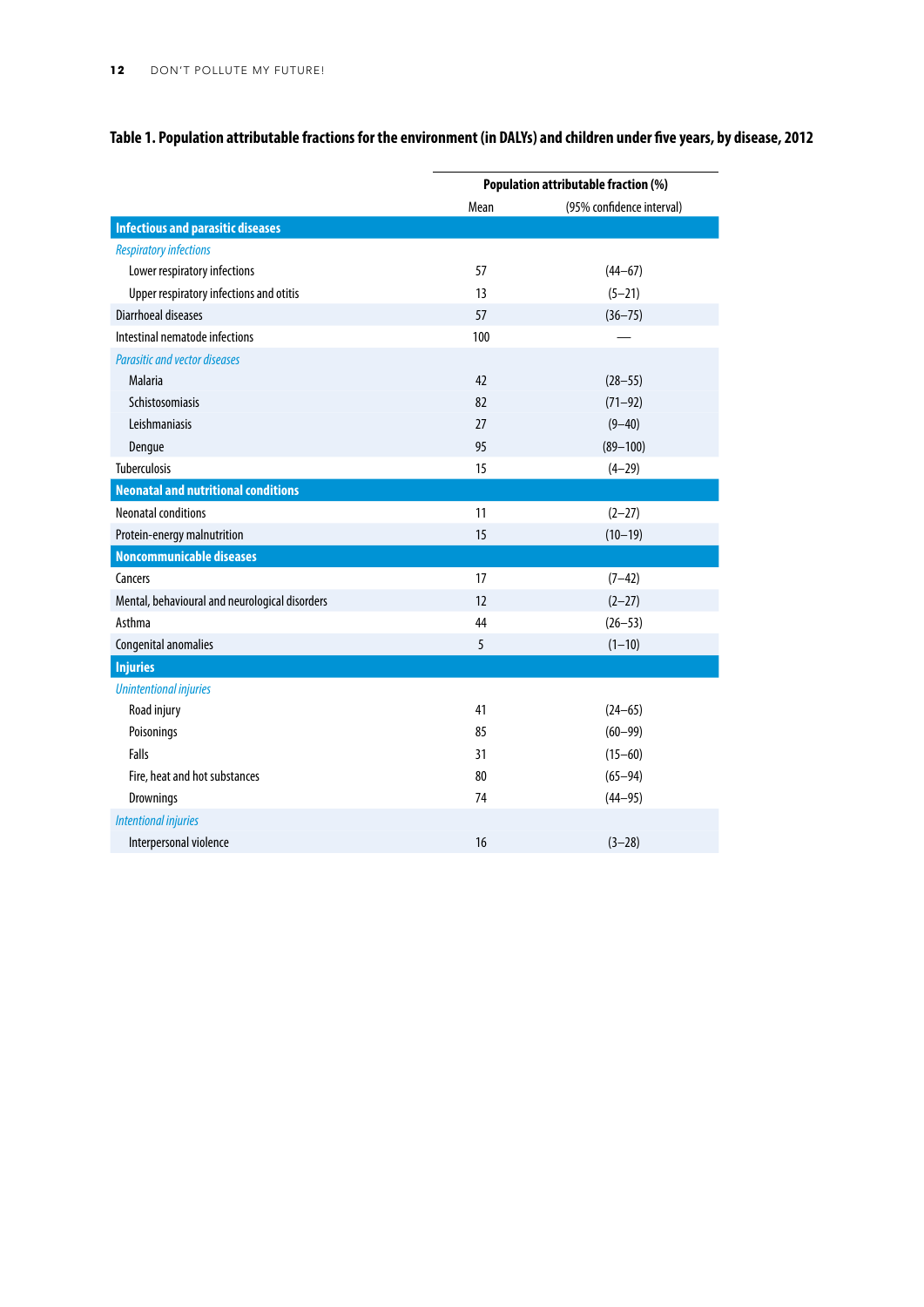**Table 1. Population attributable fractions for the environment (in DALYs) and children under five years, by disease, 2012**

| | Population attributable fraction (%) | |
|---|---|---|
| | Mean | (95% confidence interval) |
| **Infectious and parasitic diseases** | | |
| *Respiratory infections* | | |
| Lower respiratory infections | 57 | (44–67) |
| Upper respiratory infections and otitis | 13 | (5–21) |
| Diarrhoeal diseases | 57 | (36–75) |
| Intestinal nematode infections | 100 | — |
| *Parasitic and vector diseases* | | |
| Malaria | 42 | (28–55) |
| Schistosomiasis | 82 | (71–92) |
| Leishmaniasis | 27 | (9–40) |
| Dengue | 95 | (89–100) |
| Tuberculosis | 15 | (4–29) |
| **Neonatal and nutritional conditions** | | |
| Neonatal conditions | 11 | (2–27) |
| Protein-energy malnutrition | 15 | (10–19) |
| **Noncommunicable diseases** | | |
| Cancers | 17 | (7–42) |
| Mental, behavioural and neurological disorders | 12 | (2–27) |
| Asthma | 44 | (26–53) |
| Congenital anomalies | 5 | (1–10) |
| **Injuries** | | |
| *Unintentional injuries* | | |
| Road injury | 41 | (24–65) |
| Poisonings | 85 | (60–99) |
| Falls | 31 | (15–60) |
| Fire, heat and hot substances | 80 | (65–94) |
| Drownings | 74 | (44–95) |
| *Intentional injuries* | | |
| Interpersonal violence | 16 | (3–28) |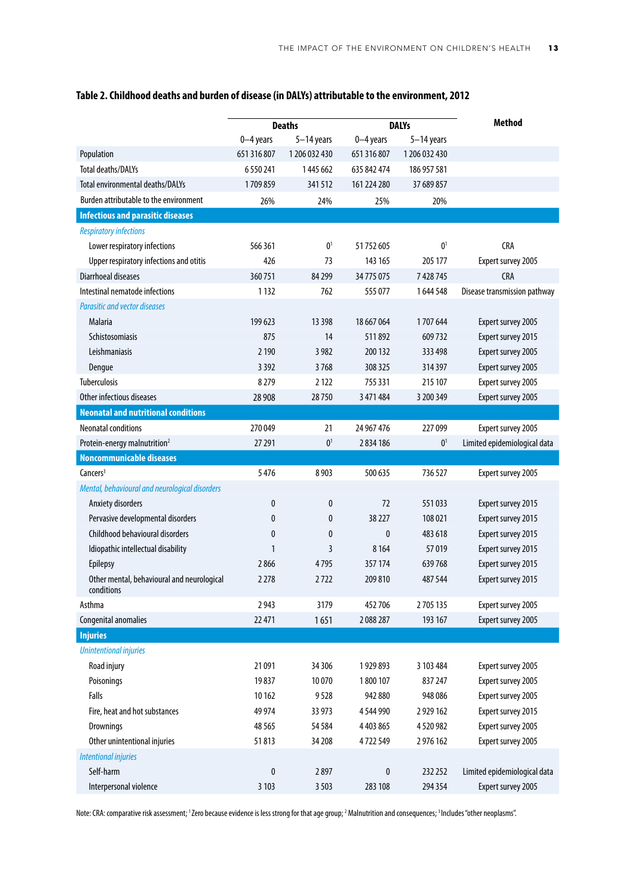**Table 2. Childhood deaths and burden of disease (in DALYs) attributable to the environment, 2012**

| | Deaths | | DALYs | | Method |
|---|---|---|---|---|---|
| | 0–4 years | 5–14 years | 0–4 years | 5–14 years | |
| Population | 651 316 807 | 1 206 032 430 | 651 316 807 | 1 206 032 430 | |
| Total deaths/DALYs | 6 550 241 | 1 445 662 | 635 842 474 | 186 957 581 | |
| Total environmental deaths/DALYs | 1 709 859 | 341 512 | 161 224 280 | 37 689 857 | |
| Burden attributable to the environment | 26% | 24% | 25% | 20% | |
| **Infectious and parasitic diseases** | | | | | |
| *Respiratory infections* | | | | | |
| Lower respiratory infections | 566 361 | 0[1] | 51 752 605 | 0[1] | CRA |
| Upper respiratory infections and otitis | 426 | 73 | 143 165 | 205 177 | Expert survey 2005 |
| Diarrhoeal diseases | 360 751 | 84 299 | 34 775 075 | 7 428 745 | CRA |
| Intestinal nematode infections | 1 132 | 762 | 555 077 | 1 644 548 | Disease transmission pathway |
| *Parasitic and vector diseases* | | | | | |
| Malaria | 199 623 | 13 398 | 18 667 064 | 1 707 644 | Expert survey 2005 |
| Schistosomiasis | 875 | 14 | 511 892 | 609 732 | Expert survey 2015 |
| Leishmaniasis | 2 190 | 3 982 | 200 132 | 333 498 | Expert survey 2005 |
| Dengue | 3 392 | 3 768 | 308 325 | 314 397 | Expert survey 2005 |
| Tuberculosis | 8 279 | 2 122 | 755 331 | 215 107 | Expert survey 2005 |
| Other infectious diseases | 28 908 | 28 750 | 3 471 484 | 3 200 349 | Expert survey 2005 |
| **Neonatal and nutritional conditions** | | | | | |
| Neonatal conditions | 270 049 | 21 | 24 967 476 | 227 099 | Expert survey 2005 |
| Protein-energy malnutrition[2] | 27 291 | 0[1] | 2 834 186 | 0[1] | Limited epidemiological data |
| **Noncommunicable diseases** | | | | | |
| Cancers[3] | 5 476 | 8 903 | 500 635 | 736 527 | Expert survey 2005 |
| *Mental, behavioural and neurological disorders* | | | | | |
| Anxiety disorders | 0 | 0 | 72 | 551 033 | Expert survey 2015 |
| Pervasive developmental disorders | 0 | 0 | 38 227 | 108 021 | Expert survey 2015 |
| Childhood behavioural disorders | 0 | 0 | 0 | 483 618 | Expert survey 2015 |
| Idiopathic intellectual disability | 1 | 3 | 8 164 | 57 019 | Expert survey 2015 |
| Epilepsy | 2 866 | 4 795 | 357 174 | 639 768 | Expert survey 2015 |
| Other mental, behavioural and neurological conditions | 2 278 | 2 722 | 209 810 | 487 544 | Expert survey 2015 |
| Asthma | 2 943 | 3179 | 452 706 | 2 705 135 | Expert survey 2005 |
| Congenital anomalies | 22 471 | 1 651 | 2 088 287 | 193 167 | Expert survey 2005 |
| **Injuries** | | | | | |
| *Unintentional injuries* | | | | | |
| Road injury | 21 091 | 34 306 | 1 929 893 | 3 103 484 | Expert survey 2005 |
| Poisonings | 19 837 | 10 070 | 1 800 107 | 837 247 | Expert survey 2005 |
| Falls | 10 162 | 9 528 | 942 880 | 948 086 | Expert survey 2005 |
| Fire, heat and hot substances | 49 974 | 33 973 | 4 544 990 | 2 929 162 | Expert survey 2015 |
| Drownings | 48 565 | 54 584 | 4 403 865 | 4 520 982 | Expert survey 2005 |
| Other unintentional injuries | 51 813 | 34 208 | 4 722 549 | 2 976 162 | Expert survey 2005 |
| *Intentional injuries* | | | | | |
| Self-harm | 0 | 2 897 | 0 | 232 252 | Limited epidemiological data |
| Interpersonal violence | 3 103 | 3 503 | 283 108 | 294 354 | Expert survey 2005 |

Note: CRA: comparative risk assessment; [1] Zero because evidence is less strong for that age group; [2] Malnutrition and consequences; [3] Includes "other neoplasms".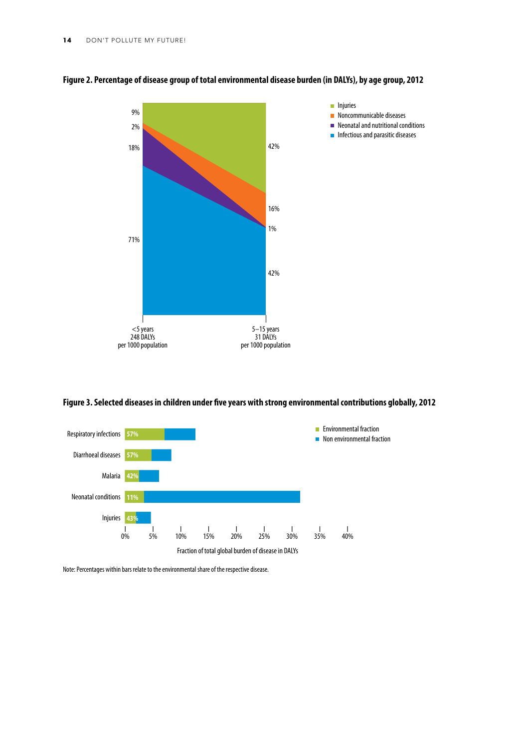**Figure 2. Percentage of disease group of total environmental disease burden (in DALYs), by age group, 2012**

| Disease group | <5 years (248 DALYs per 1000 population) | 5–15 years (31 DALYs per 1000 population) |
| --- | --- | --- |
| Injuries | 9% | 42% |
| Noncommunicable diseases | 2% | 16% |
| Neonatal and nutritional conditions | 18% | 1% |
| Infectious and parasitic diseases | 71% | 42% |

**Figure 3. Selected diseases in children under five years with strong environmental contributions globally, 2012**

| Disease | Environmental fraction |
| --- | --- |
| Respiratory infections | 57% |
| Diarrhoeal diseases | 57% |
| Malaria | 42% |
| Neonatal conditions | 11% |
| Injuries | 43% |

Fraction of total global burden of disease in DALYs

Note: Percentages within bars relate to the environmental share of the respective disease.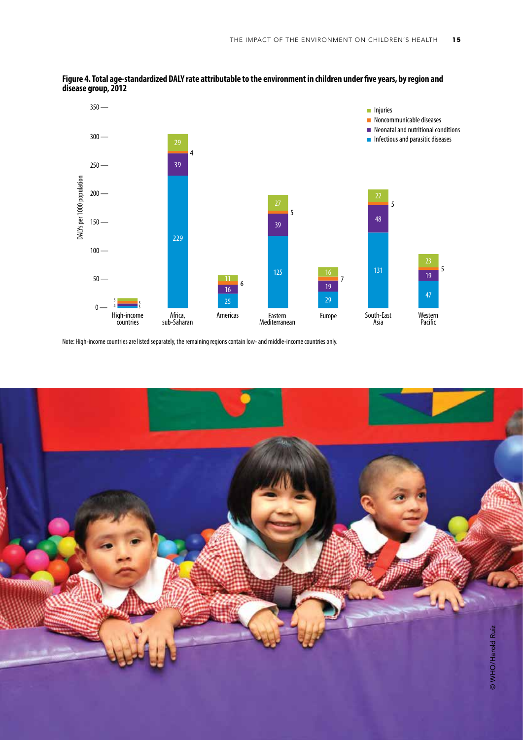**Figure 4. Total age-standardized DALY rate attributable to the environment in children under five years, by region and disease group, 2012**

| Region | Infectious and parasitic diseases | Neonatal and nutritional conditions | Noncommunicable diseases | Injuries |
|---|---|---|---|---|
| High-income countries | 3 | 5 | 4 | 5 |
| Africa, sub-Saharan | 229 | 39 | 4 | 29 |
| Americas | 25 | 16 | 6 | 11 |
| Eastern Mediterranean | 125 | 39 | 5 | 27 |
| Europe | 29 | 19 | 7 | 16 |
| South-East Asia | 131 | 48 | 5 | 22 |
| Western Pacific | 47 | 19 | 5 | 23 |

DALYs per 1000 population

Note: High-income countries are listed separately, the remaining regions contain low- and middle-income countries only.

© WHO/Harold Ruiz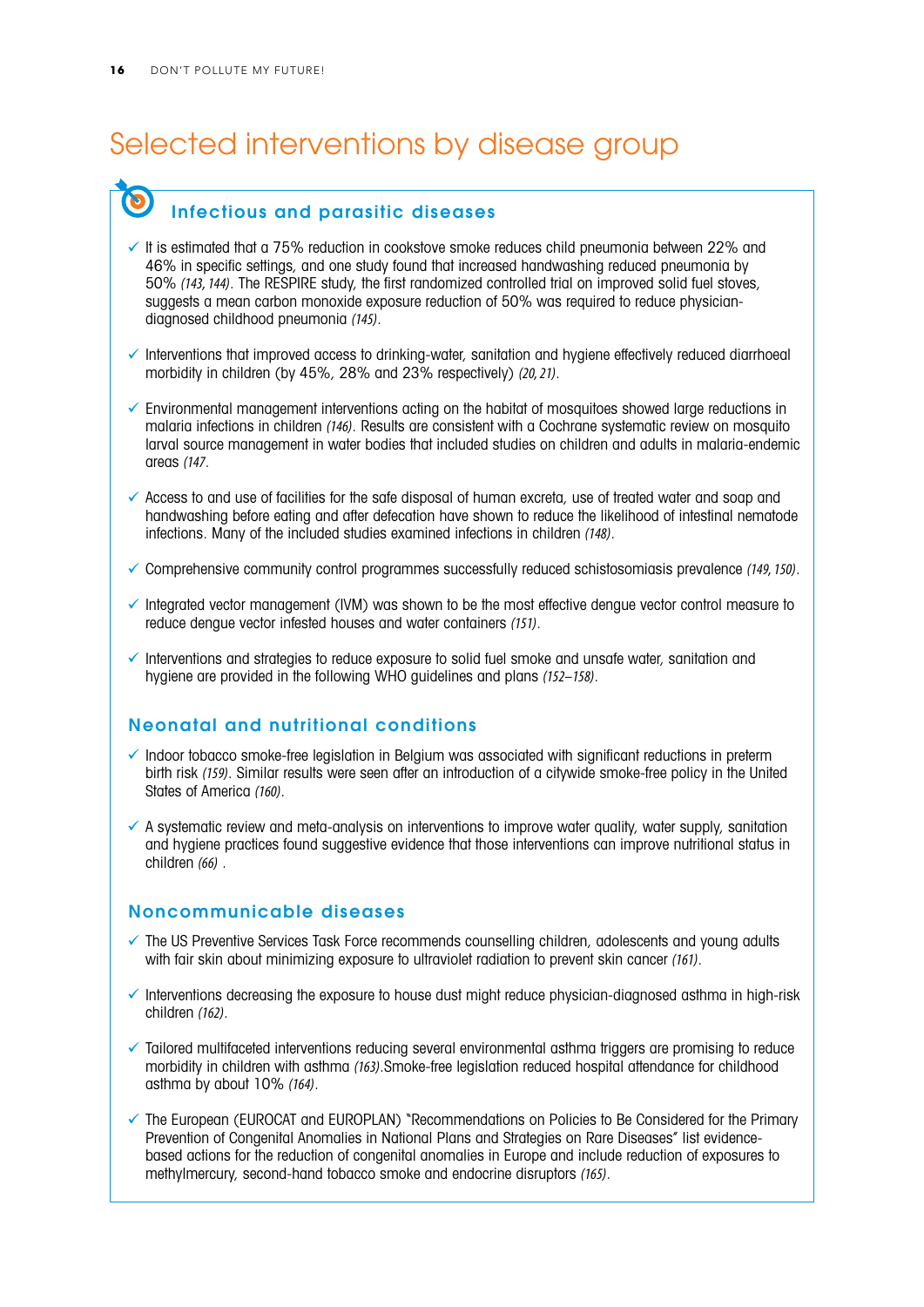# Selected interventions by disease group

## Infectious and parasitic diseases

- ✓ It is estimated that a 75% reduction in cookstove smoke reduces child pneumonia between 22% and 46% in specific settings, and one study found that increased handwashing reduced pneumonia by 50% *(143, 144)*. The RESPIRE study, the first randomized controlled trial on improved solid fuel stoves, suggests a mean carbon monoxide exposure reduction of 50% was required to reduce physician-diagnosed childhood pneumonia *(145)*.
- ✓ Interventions that improved access to drinking-water, sanitation and hygiene effectively reduced diarrhoeal morbidity in children (by 45%, 28% and 23% respectively) *(20, 21)*.
- ✓ Environmental management interventions acting on the habitat of mosquitoes showed large reductions in malaria infections in children *(146)*. Results are consistent with a Cochrane systematic review on mosquito larval source management in water bodies that included studies on children and adults in malaria-endemic areas *(147*.
- ✓ Access to and use of facilities for the safe disposal of human excreta, use of treated water and soap and handwashing before eating and after defecation have shown to reduce the likelihood of intestinal nematode infections. Many of the included studies examined infections in children *(148)*.
- ✓ Comprehensive community control programmes successfully reduced schistosomiasis prevalence *(149, 150)*.
- ✓ Integrated vector management (IVM) was shown to be the most effective dengue vector control measure to reduce dengue vector infested houses and water containers *(151)*.
- ✓ Interventions and strategies to reduce exposure to solid fuel smoke and unsafe water, sanitation and hygiene are provided in the following WHO guidelines and plans *(152–158)*.

## Neonatal and nutritional conditions

- ✓ Indoor tobacco smoke-free legislation in Belgium was associated with significant reductions in preterm birth risk *(159)*. Similar results were seen after an introduction of a citywide smoke-free policy in the United States of America *(160)*.
- ✓ A systematic review and meta-analysis on interventions to improve water quality, water supply, sanitation and hygiene practices found suggestive evidence that those interventions can improve nutritional status in children *(66)* .

## Noncommunicable diseases

- ✓ The US Preventive Services Task Force recommends counselling children, adolescents and young adults with fair skin about minimizing exposure to ultraviolet radiation to prevent skin cancer *(161)*.
- ✓ Interventions decreasing the exposure to house dust might reduce physician-diagnosed asthma in high-risk children *(162)*.
- ✓ Tailored multifaceted interventions reducing several environmental asthma triggers are promising to reduce morbidity in children with asthma *(163)*.Smoke-free legislation reduced hospital attendance for childhood asthma by about 10% *(164)*.
- ✓ The European (EUROCAT and EUROPLAN) "Recommendations on Policies to Be Considered for the Primary Prevention of Congenital Anomalies in National Plans and Strategies on Rare Diseases" list evidence-based actions for the reduction of congenital anomalies in Europe and include reduction of exposures to methylmercury, second-hand tobacco smoke and endocrine disruptors *(165)*.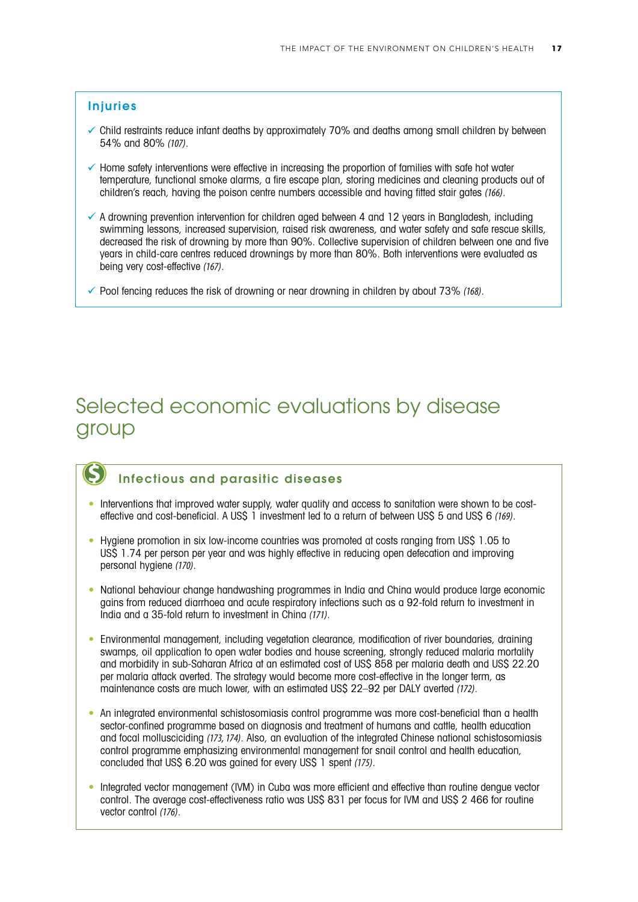### Injuries

- ✓ Child restraints reduce infant deaths by approximately 70% and deaths among small children by between 54% and 80% *(107)*.
- ✓ Home safety interventions were effective in increasing the proportion of families with safe hot water temperature, functional smoke alarms, a fire escape plan, storing medicines and cleaning products out of children's reach, having the poison centre numbers accessible and having fitted stair gates *(166)*.
- ✓ A drowning prevention intervention for children aged between 4 and 12 years in Bangladesh, including swimming lessons, increased supervision, raised risk awareness, and water safety and safe rescue skills, decreased the risk of drowning by more than 90%. Collective supervision of children between one and five years in child-care centres reduced drownings by more than 80%. Both interventions were evaluated as being very cost-effective *(167)*.
- ✓ Pool fencing reduces the risk of drowning or near drowning in children by about 73% *(168)*.

# Selected economic evaluations by disease group

### Infectious and parasitic diseases

- Interventions that improved water supply, water quality and access to sanitation were shown to be cost-effective and cost-beneficial. A US$ 1 investment led to a return of between US$ 5 and US$ 6 *(169)*.
- Hygiene promotion in six low-income countries was promoted at costs ranging from US$ 1.05 to US$ 1.74 per person per year and was highly effective in reducing open defecation and improving personal hygiene *(170)*.
- National behaviour change handwashing programmes in India and China would produce large economic gains from reduced diarrhoea and acute respiratory infections such as a 92-fold return to investment in India and a 35-fold return to investment in China *(171)*.
- Environmental management, including vegetation clearance, modification of river boundaries, draining swamps, oil application to open water bodies and house screening, strongly reduced malaria mortality and morbidity in sub-Saharan Africa at an estimated cost of US$ 858 per malaria death and US$ 22.20 per malaria attack averted. The strategy would become more cost-effective in the longer term, as maintenance costs are much lower, with an estimated US$ 22–92 per DALY averted *(172)*.
- An integrated environmental schistosomiasis control programme was more cost-beneficial than a health sector-confined programme based on diagnosis and treatment of humans and cattle, health education and focal mollusciciding *(173, 174)*. Also, an evaluation of the integrated Chinese national schistosomiasis control programme emphasizing environmental management for snail control and health education, concluded that US$ 6.20 was gained for every US$ 1 spent *(175)*.
- Integrated vector management (IVM) in Cuba was more efficient and effective than routine dengue vector control. The average cost-effectiveness ratio was US$ 831 per focus for IVM and US$ 2 466 for routine vector control *(176)*.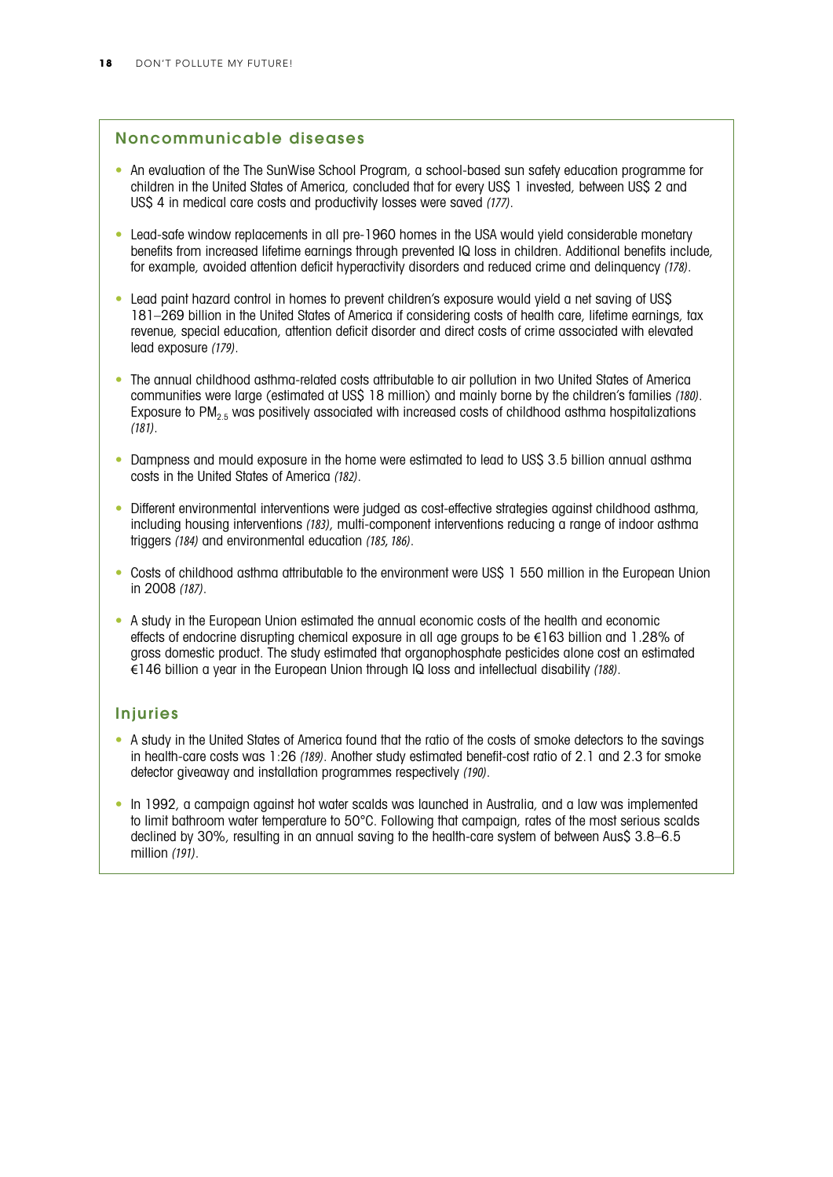## Noncommunicable diseases

- An evaluation of the The SunWise School Program, a school-based sun safety education programme for children in the United States of America, concluded that for every US$ 1 invested, between US$ 2 and US$ 4 in medical care costs and productivity losses were saved *(177)*.
- Lead-safe window replacements in all pre-1960 homes in the USA would yield considerable monetary benefits from increased lifetime earnings through prevented IQ loss in children. Additional benefits include, for example, avoided attention deficit hyperactivity disorders and reduced crime and delinquency *(178)*.
- Lead paint hazard control in homes to prevent children's exposure would yield a net saving of US$ 181–269 billion in the United States of America if considering costs of health care, lifetime earnings, tax revenue, special education, attention deficit disorder and direct costs of crime associated with elevated lead exposure *(179)*.
- The annual childhood asthma-related costs attributable to air pollution in two United States of America communities were large (estimated at US$ 18 million) and mainly borne by the children's families *(180)*. Exposure to $PM_{2.5}$ was positively associated with increased costs of childhood asthma hospitalizations *(181)*.
- Dampness and mould exposure in the home were estimated to lead to US$ 3.5 billion annual asthma costs in the United States of America *(182)*.
- Different environmental interventions were judged as cost-effective strategies against childhood asthma, including housing interventions *(183)*, multi-component interventions reducing a range of indoor asthma triggers *(184)* and environmental education *(185, 186)*.
- Costs of childhood asthma attributable to the environment were US$ 1 550 million in the European Union in 2008 *(187)*.
- A study in the European Union estimated the annual economic costs of the health and economic effects of endocrine disrupting chemical exposure in all age groups to be €163 billion and 1.28% of gross domestic product. The study estimated that organophosphate pesticides alone cost an estimated €146 billion a year in the European Union through IQ loss and intellectual disability *(188)*.

## Injuries

- A study in the United States of America found that the ratio of the costs of smoke detectors to the savings in health-care costs was 1:26 *(189)*. Another study estimated benefit-cost ratio of 2.1 and 2.3 for smoke detector giveaway and installation programmes respectively *(190)*.
- In 1992, a campaign against hot water scalds was launched in Australia, and a law was implemented to limit bathroom water temperature to 50°C. Following that campaign, rates of the most serious scalds declined by 30%, resulting in an annual saving to the health-care system of between Aus$ 3.8–6.5 million *(191)*.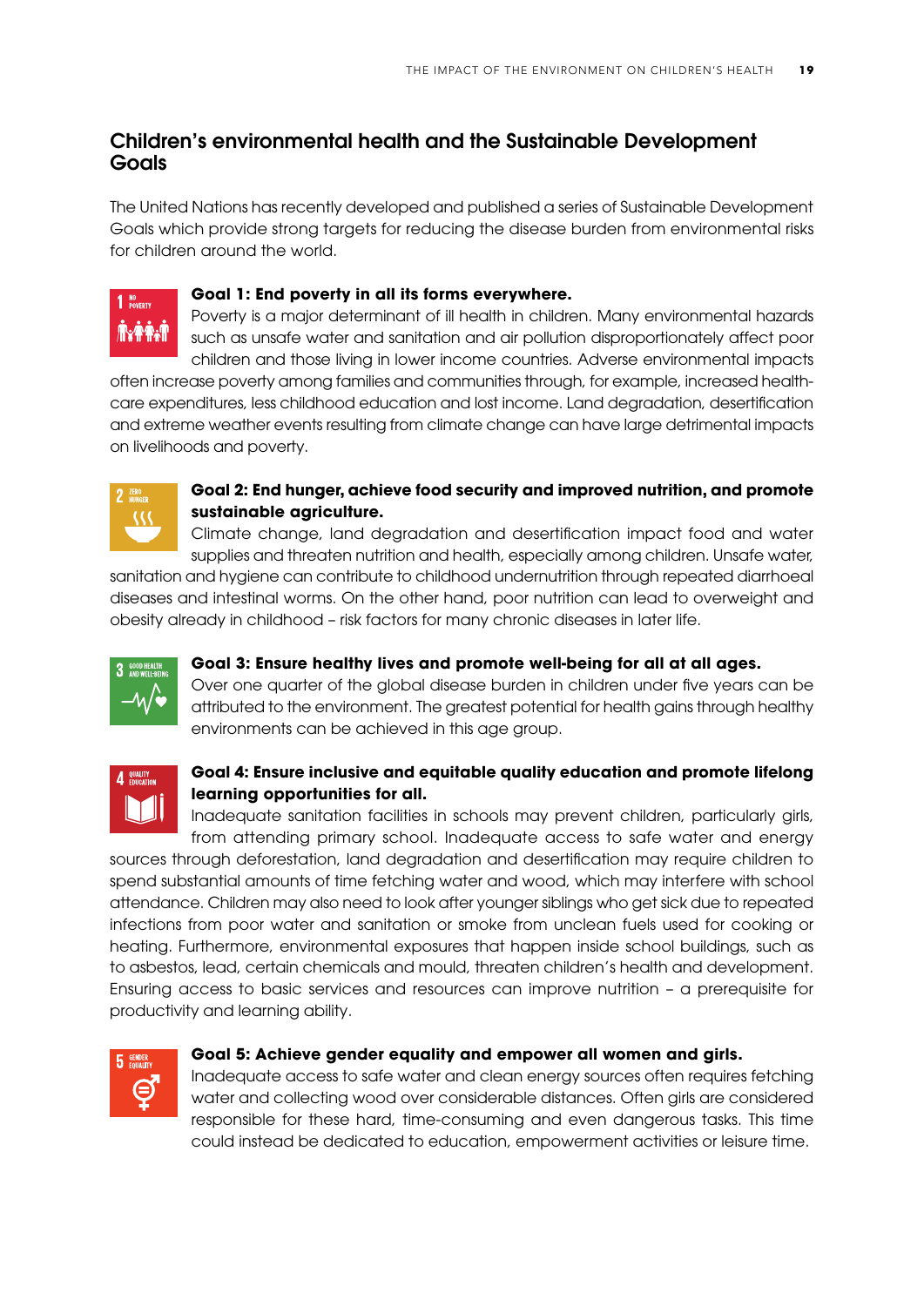## Children's environmental health and the Sustainable Development Goals

The United Nations has recently developed and published a series of Sustainable Development Goals which provide strong targets for reducing the disease burden from environmental risks for children around the world.

**Goal 1: End poverty in all its forms everywhere.**
Poverty is a major determinant of ill health in children. Many environmental hazards such as unsafe water and sanitation and air pollution disproportionately affect poor children and those living in lower income countries. Adverse environmental impacts often increase poverty among families and communities through, for example, increased health-care expenditures, less childhood education and lost income. Land degradation, desertification and extreme weather events resulting from climate change can have large detrimental impacts on livelihoods and poverty.

**Goal 2: End hunger, achieve food security and improved nutrition, and promote sustainable agriculture.**
Climate change, land degradation and desertification impact food and water supplies and threaten nutrition and health, especially among children. Unsafe water, sanitation and hygiene can contribute to childhood undernutrition through repeated diarrhoeal diseases and intestinal worms. On the other hand, poor nutrition can lead to overweight and obesity already in childhood – risk factors for many chronic diseases in later life.

**Goal 3: Ensure healthy lives and promote well-being for all at all ages.**
Over one quarter of the global disease burden in children under five years can be attributed to the environment. The greatest potential for health gains through healthy environments can be achieved in this age group.

**Goal 4: Ensure inclusive and equitable quality education and promote lifelong learning opportunities for all.**
Inadequate sanitation facilities in schools may prevent children, particularly girls, from attending primary school. Inadequate access to safe water and energy sources through deforestation, land degradation and desertification may require children to spend substantial amounts of time fetching water and wood, which may interfere with school attendance. Children may also need to look after younger siblings who get sick due to repeated infections from poor water and sanitation or smoke from unclean fuels used for cooking or heating. Furthermore, environmental exposures that happen inside school buildings, such as to asbestos, lead, certain chemicals and mould, threaten children's health and development. Ensuring access to basic services and resources can improve nutrition – a prerequisite for productivity and learning ability.

**Goal 5: Achieve gender equality and empower all women and girls.**
Inadequate access to safe water and clean energy sources often requires fetching water and collecting wood over considerable distances. Often girls are considered responsible for these hard, time-consuming and even dangerous tasks. This time could instead be dedicated to education, empowerment activities or leisure time.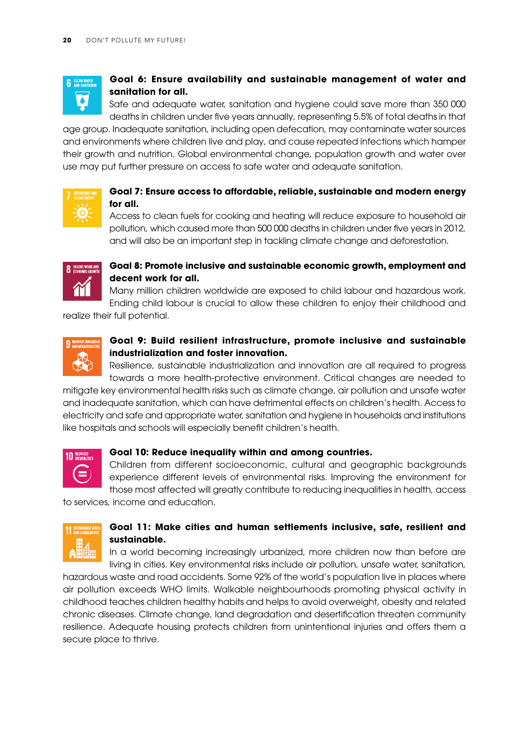**Goal 6: Ensure availability and sustainable management of water and sanitation for all.**

Safe and adequate water, sanitation and hygiene could save more than 350 000 deaths in children under five years annually, representing 5.5% of total deaths in that age group. Inadequate sanitation, including open defecation, may contaminate water sources and environments where children live and play, and cause repeated infections which hamper their growth and nutrition. Global environmental change, population growth and water over use may put further pressure on access to safe water and adequate sanitation.

**Goal 7: Ensure access to affordable, reliable, sustainable and modern energy for all.**

Access to clean fuels for cooking and heating will reduce exposure to household air pollution, which caused more than 500 000 deaths in children under five years in 2012, and will also be an important step in tackling climate change and deforestation.

**Goal 8: Promote inclusive and sustainable economic growth, employment and decent work for all.**

Many million children worldwide are exposed to child labour and hazardous work. Ending child labour is crucial to allow these children to enjoy their childhood and realize their full potential.

**Goal 9: Build resilient infrastructure, promote inclusive and sustainable industrialization and foster innovation.**

Resilience, sustainable industrialization and innovation are all required to progress towards a more health-protective environment. Critical changes are needed to mitigate key environmental health risks such as climate change, air pollution and unsafe water and inadequate sanitation, which can have detrimental effects on children's health. Access to electricity and safe and appropriate water, sanitation and hygiene in households and institutions like hospitals and schools will especially benefit children's health.

**Goal 10: Reduce inequality within and among countries.**

Children from different socioeconomic, cultural and geographic backgrounds experience different levels of environmental risks. Improving the environment for those most affected will greatly contribute to reducing inequalities in health, access to services, income and education.

**Goal 11: Make cities and human settlements inclusive, safe, resilient and sustainable.**

In a world becoming increasingly urbanized, more children now than before are living in cities. Key environmental risks include air pollution, unsafe water, sanitation, hazardous waste and road accidents. Some 92% of the world's population live in places where air pollution exceeds WHO limits. Walkable neighbourhoods promoting physical activity in childhood teaches children healthy habits and helps to avoid overweight, obesity and related chronic diseases. Climate change, land degradation and desertification threaten community resilience. Adequate housing protects children from unintentional injuries and offers them a secure place to thrive.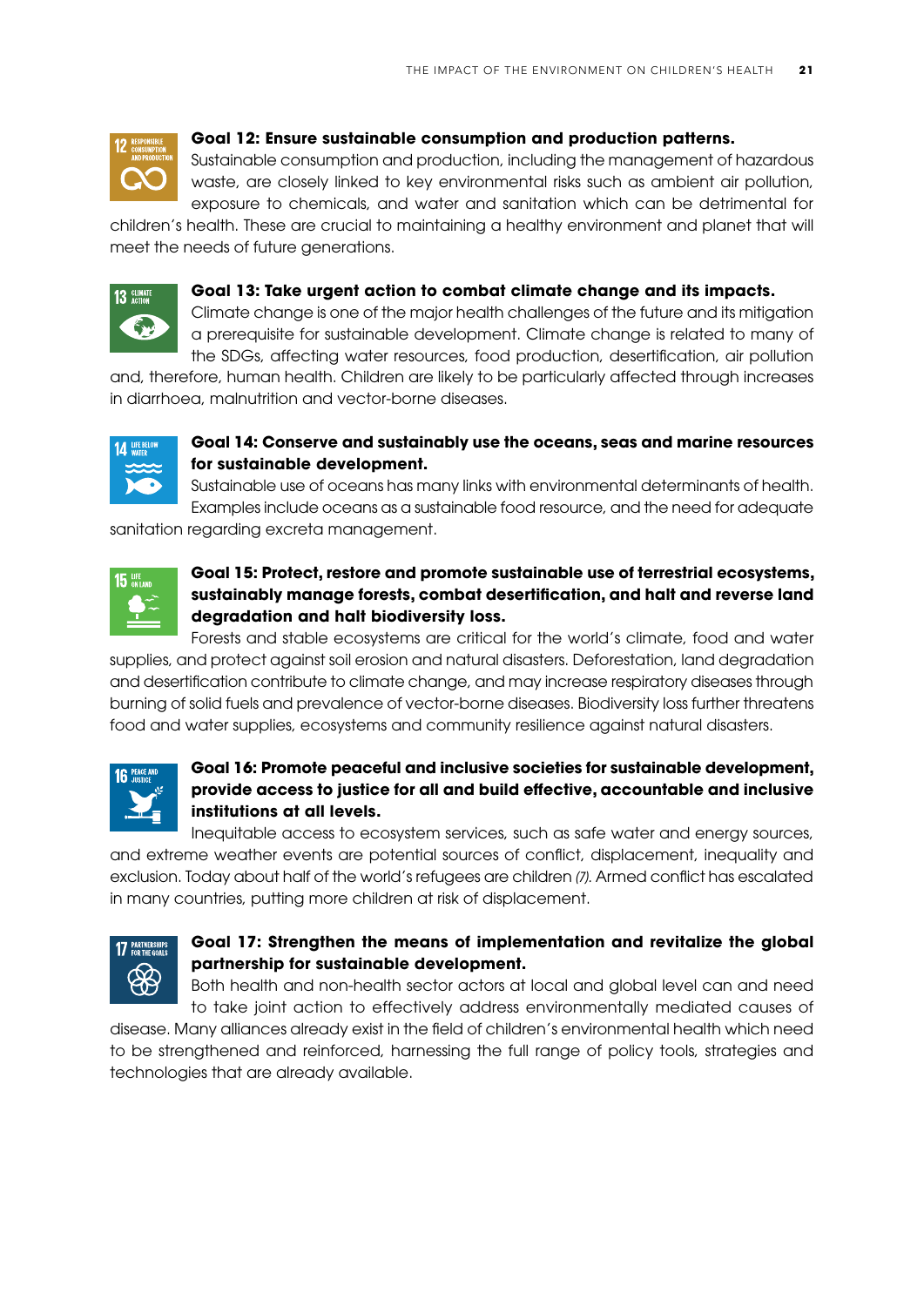**Goal 12: Ensure sustainable consumption and production patterns.**
Sustainable consumption and production, including the management of hazardous waste, are closely linked to key environmental risks such as ambient air pollution, exposure to chemicals, and water and sanitation which can be detrimental for children's health. These are crucial to maintaining a healthy environment and planet that will meet the needs of future generations.

**Goal 13: Take urgent action to combat climate change and its impacts.**
Climate change is one of the major health challenges of the future and its mitigation a prerequisite for sustainable development. Climate change is related to many of the SDGs, affecting water resources, food production, desertification, air pollution and, therefore, human health. Children are likely to be particularly affected through increases in diarrhoea, malnutrition and vector-borne diseases.

**Goal 14: Conserve and sustainably use the oceans, seas and marine resources for sustainable development.**
Sustainable use of oceans has many links with environmental determinants of health. Examples include oceans as a sustainable food resource, and the need for adequate sanitation regarding excreta management.

**Goal 15: Protect, restore and promote sustainable use of terrestrial ecosystems, sustainably manage forests, combat desertification, and halt and reverse land degradation and halt biodiversity loss.**
Forests and stable ecosystems are critical for the world's climate, food and water supplies, and protect against soil erosion and natural disasters. Deforestation, land degradation and desertification contribute to climate change, and may increase respiratory diseases through burning of solid fuels and prevalence of vector-borne diseases. Biodiversity loss further threatens food and water supplies, ecosystems and community resilience against natural disasters.

**Goal 16: Promote peaceful and inclusive societies for sustainable development, provide access to justice for all and build effective, accountable and inclusive institutions at all levels.**
Inequitable access to ecosystem services, such as safe water and energy sources, and extreme weather events are potential sources of conflict, displacement, inequality and exclusion. Today about half of the world's refugees are children *(7)*. Armed conflict has escalated in many countries, putting more children at risk of displacement.

**Goal 17: Strengthen the means of implementation and revitalize the global partnership for sustainable development.**
Both health and non-health sector actors at local and global level can and need to take joint action to effectively address environmentally mediated causes of disease. Many alliances already exist in the field of children's environmental health which need to be strengthened and reinforced, harnessing the full range of policy tools, strategies and technologies that are already available.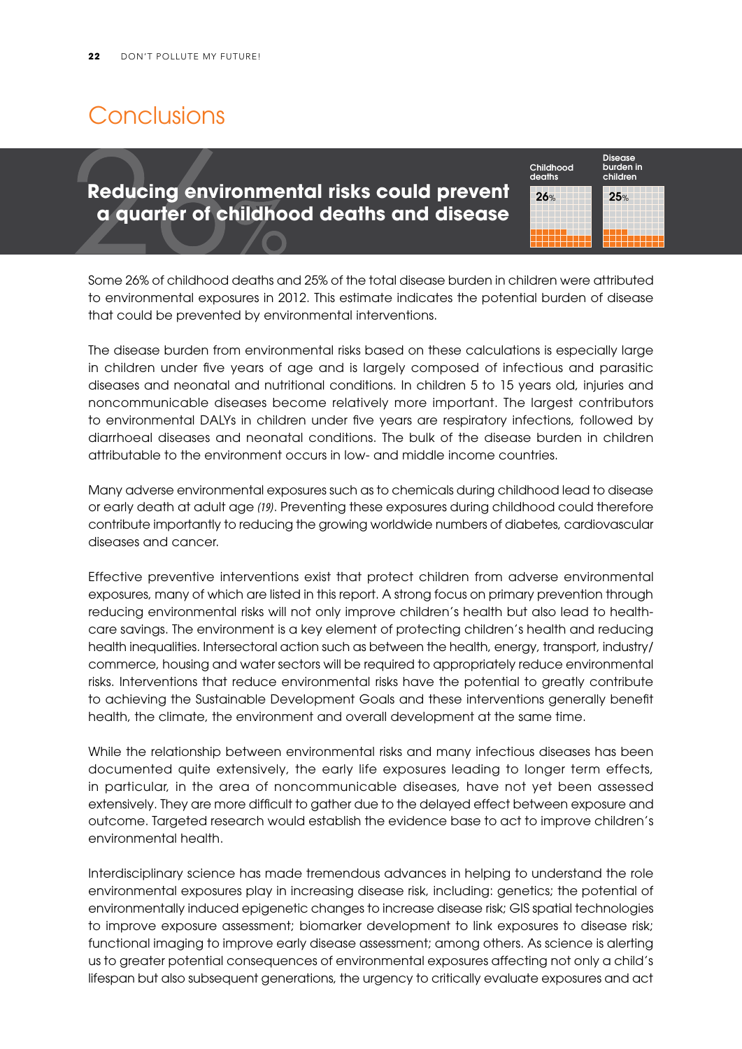# Conclusions

## Reducing environmental risks could prevent a quarter of childhood deaths and disease

Childhood deaths 26%

Disease burden in children 25%

Some 26% of childhood deaths and 25% of the total disease burden in children were attributed to environmental exposures in 2012. This estimate indicates the potential burden of disease that could be prevented by environmental interventions.

The disease burden from environmental risks based on these calculations is especially large in children under five years of age and is largely composed of infectious and parasitic diseases and neonatal and nutritional conditions. In children 5 to 15 years old, injuries and noncommunicable diseases become relatively more important. The largest contributors to environmental DALYs in children under five years are respiratory infections, followed by diarrhoeal diseases and neonatal conditions. The bulk of the disease burden in children attributable to the environment occurs in low- and middle income countries.

Many adverse environmental exposures such as to chemicals during childhood lead to disease or early death at adult age *(19)*. Preventing these exposures during childhood could therefore contribute importantly to reducing the growing worldwide numbers of diabetes, cardiovascular diseases and cancer.

Effective preventive interventions exist that protect children from adverse environmental exposures, many of which are listed in this report. A strong focus on primary prevention through reducing environmental risks will not only improve children's health but also lead to health-care savings. The environment is a key element of protecting children's health and reducing health inequalities. Intersectoral action such as between the health, energy, transport, industry/commerce, housing and water sectors will be required to appropriately reduce environmental risks. Interventions that reduce environmental risks have the potential to greatly contribute to achieving the Sustainable Development Goals and these interventions generally benefit health, the climate, the environment and overall development at the same time.

While the relationship between environmental risks and many infectious diseases has been documented quite extensively, the early life exposures leading to longer term effects, in particular, in the area of noncommunicable diseases, have not yet been assessed extensively. They are more difficult to gather due to the delayed effect between exposure and outcome. Targeted research would establish the evidence base to act to improve children's environmental health.

Interdisciplinary science has made tremendous advances in helping to understand the role environmental exposures play in increasing disease risk, including: genetics; the potential of environmentally induced epigenetic changes to increase disease risk; GIS spatial technologies to improve exposure assessment; biomarker development to link exposures to disease risk; functional imaging to improve early disease assessment; among others. As science is alerting us to greater potential consequences of environmental exposures affecting not only a child's lifespan but also subsequent generations, the urgency to critically evaluate exposures and act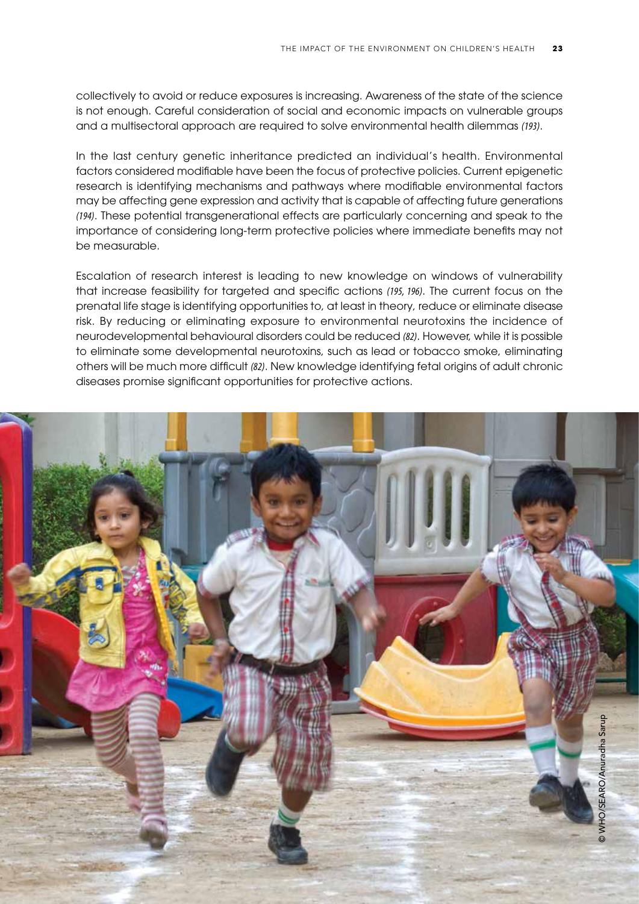collectively to avoid or reduce exposures is increasing. Awareness of the state of the science is not enough. Careful consideration of social and economic impacts on vulnerable groups and a multisectoral approach are required to solve environmental health dilemmas *(193)*.

In the last century genetic inheritance predicted an individual's health. Environmental factors considered modifiable have been the focus of protective policies. Current epigenetic research is identifying mechanisms and pathways where modifiable environmental factors may be affecting gene expression and activity that is capable of affecting future generations *(194)*. These potential transgenerational effects are particularly concerning and speak to the importance of considering long-term protective policies where immediate benefits may not be measurable.

Escalation of research interest is leading to new knowledge on windows of vulnerability that increase feasibility for targeted and specific actions *(195, 196)*. The current focus on the prenatal life stage is identifying opportunities to, at least in theory, reduce or eliminate disease risk. By reducing or eliminating exposure to environmental neurotoxins the incidence of neurodevelopmental behavioural disorders could be reduced *(82)*. However, while it is possible to eliminate some developmental neurotoxins, such as lead or tobacco smoke, eliminating others will be much more difficult *(82)*. New knowledge identifying fetal origins of adult chronic diseases promise significant opportunities for protective actions.

© WHO/SEARO/Anuradha Sarup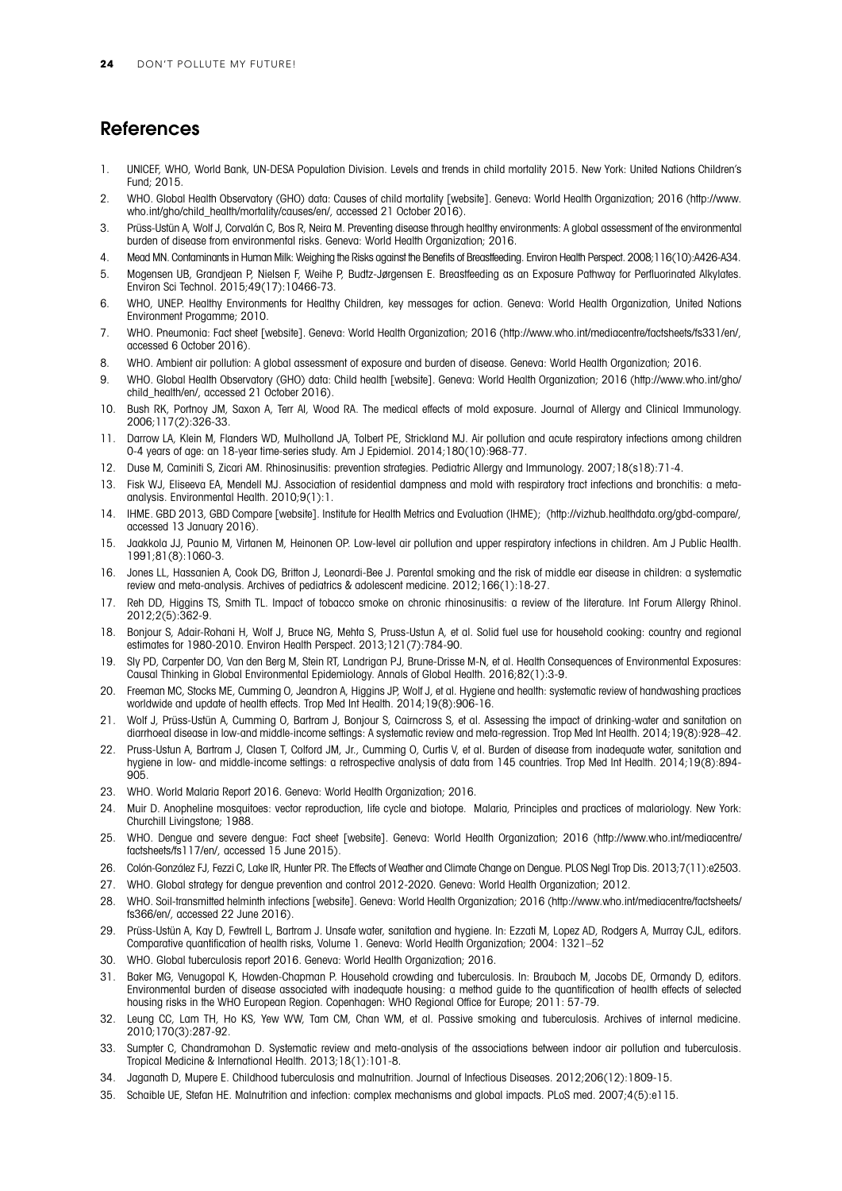## References

1. UNICEF, WHO, World Bank, UN-DESA Population Division. Levels and trends in child mortality 2015. New York: United Nations Children's Fund; 2015.
2. WHO. Global Health Observatory (GHO) data: Causes of child mortality [website]. Geneva: World Health Organization; 2016 (http://www.who.int/gho/child_health/mortality/causes/en/, accessed 21 October 2016).
3. Prüss-Ustün A, Wolf J, Corvalán C, Bos R, Neira M. Preventing disease through healthy environments: A global assessment of the environmental burden of disease from environmental risks. Geneva: World Health Organization; 2016.
4. Mead MN. Contaminants in Human Milk: Weighing the Risks against the Benefits of Breastfeeding. Environ Health Perspect. 2008;116(10):A426-A34.
5. Mogensen UB, Grandjean P, Nielsen F, Weihe P, Budtz-Jørgensen E. Breastfeeding as an Exposure Pathway for Perfluorinated Alkylates. Environ Sci Technol. 2015;49(17):10466-73.
6. WHO, UNEP. Healthy Environments for Healthy Children, key messages for action. Geneva: World Health Organization, United Nations Environment Progamme; 2010.
7. WHO. Pneumonia: Fact sheet [website]. Geneva: World Health Organization; 2016 (http://www.who.int/mediacentre/factsheets/fs331/en/, accessed 6 October 2016).
8. WHO. Ambient air pollution: A global assessment of exposure and burden of disease. Geneva: World Health Organization; 2016.
9. WHO. Global Health Observatory (GHO) data: Child health [website]. Geneva: World Health Organization; 2016 (http://www.who.int/gho/child_health/en/, accessed 21 October 2016).
10. Bush RK, Portnoy JM, Saxon A, Terr AI, Wood RA. The medical effects of mold exposure. Journal of Allergy and Clinical Immunology. 2006;117(2):326-33.
11. Darrow LA, Klein M, Flanders WD, Mulholland JA, Tolbert PE, Strickland MJ. Air pollution and acute respiratory infections among children 0-4 years of age: an 18-year time-series study. Am J Epidemiol. 2014;180(10):968-77.
12. Duse M, Caminiti S, Zicari AM. Rhinosinusitis: prevention strategies. Pediatric Allergy and Immunology. 2007;18(s18):71-4.
13. Fisk WJ, Eliseeva EA, Mendell MJ. Association of residential dampness and mold with respiratory tract infections and bronchitis: a meta-analysis. Environmental Health. 2010;9(1):1.
14. IHME. GBD 2013, GBD Compare [website]. Institute for Health Metrics and Evaluation (IHME); (http://vizhub.healthdata.org/gbd-compare/, accessed 13 January 2016).
15. Jaakkola JJ, Paunio M, Virtanen M, Heinonen OP. Low-level air pollution and upper respiratory infections in children. Am J Public Health. 1991;81(8):1060-3.
16. Jones LL, Hassanien A, Cook DG, Britton J, Leonardi-Bee J. Parental smoking and the risk of middle ear disease in children: a systematic review and meta-analysis. Archives of pediatrics & adolescent medicine. 2012;166(1):18-27.
17. Reh DD, Higgins TS, Smith TL. Impact of tobacco smoke on chronic rhinosinusitis: a review of the literature. Int Forum Allergy Rhinol. 2012;2(5):362-9.
18. Bonjour S, Adair-Rohani H, Wolf J, Bruce NG, Mehta S, Pruss-Ustun A, et al. Solid fuel use for household cooking: country and regional estimates for 1980-2010. Environ Health Perspect. 2013;121(7):784-90.
19. Sly PD, Carpenter DO, Van den Berg M, Stein RT, Landrigan PJ, Brune-Drisse M-N, et al. Health Consequences of Environmental Exposures: Causal Thinking in Global Environmental Epidemiology. Annals of Global Health. 2016;82(1):3-9.
20. Freeman MC, Stocks ME, Cumming O, Jeandron A, Higgins JP, Wolf J, et al. Hygiene and health: systematic review of handwashing practices worldwide and update of health effects. Trop Med Int Health. 2014;19(8):906-16.
21. Wolf J, Prüss-Ustün A, Cumming O, Bartram J, Bonjour S, Cairncross S, et al. Assessing the impact of drinking-water and sanitation on diarrhoeal disease in low-and middle-income settings: A systematic review and meta-regression. Trop Med Int Health. 2014;19(8):928–42.
22. Pruss-Ustun A, Bartram J, Clasen T, Colford JM, Jr., Cumming O, Curtis V, et al. Burden of disease from inadequate water, sanitation and hygiene in low- and middle-income settings: a retrospective analysis of data from 145 countries. Trop Med Int Health. 2014;19(8):894-905.
23. WHO. World Malaria Report 2016. Geneva: World Health Organization; 2016.
24. Muir D. Anopheline mosquitoes: vector reproduction, life cycle and biotope. Malaria, Principles and practices of malariology. New York: Churchill Livingstone; 1988.
25. WHO. Dengue and severe dengue: Fact sheet [website]. Geneva: World Health Organization; 2016 (http://www.who.int/mediacentre/factsheets/fs117/en/, accessed 15 June 2015).
26. Colón-González FJ, Fezzi C, Lake IR, Hunter PR. The Effects of Weather and Climate Change on Dengue. PLOS Negl Trop Dis. 2013;7(11):e2503.
27. WHO. Global strategy for dengue prevention and control 2012-2020. Geneva: World Health Organization; 2012.
28. WHO. Soil-transmitted helminth infections [website]. Geneva: World Health Organization; 2016 (http://www.who.int/mediacentre/factsheets/fs366/en/, accessed 22 June 2016).
29. Prüss-Ustün A, Kay D, Fewtrell L, Bartram J. Unsafe water, sanitation and hygiene. In: Ezzati M, Lopez AD, Rodgers A, Murray CJL, editors. Comparative quantification of health risks, Volume 1. Geneva: World Health Organization; 2004: 1321–52
30. WHO. Global tuberculosis report 2016. Geneva: World Health Organization; 2016.
31. Baker MG, Venugopal K, Howden-Chapman P. Household crowding and tuberculosis. In: Braubach M, Jacobs DE, Ormandy D, editors. Environmental burden of disease associated with inadequate housing: a method guide to the quantification of health effects of selected housing risks in the WHO European Region. Copenhagen: WHO Regional Office for Europe; 2011: 57-79.
32. Leung CC, Lam TH, Ho KS, Yew WW, Tam CM, Chan WM, et al. Passive smoking and tuberculosis. Archives of internal medicine. 2010;170(3):287-92.
33. Sumpter C, Chandramohan D. Systematic review and meta-analysis of the associations between indoor air pollution and tuberculosis. Tropical Medicine & International Health. 2013;18(1):101-8.
34. Jaganath D, Mupere E. Childhood tuberculosis and malnutrition. Journal of Infectious Diseases. 2012;206(12):1809-15.
35. Schaible UE, Stefan HE. Malnutrition and infection: complex mechanisms and global impacts. PLoS med. 2007;4(5):e115.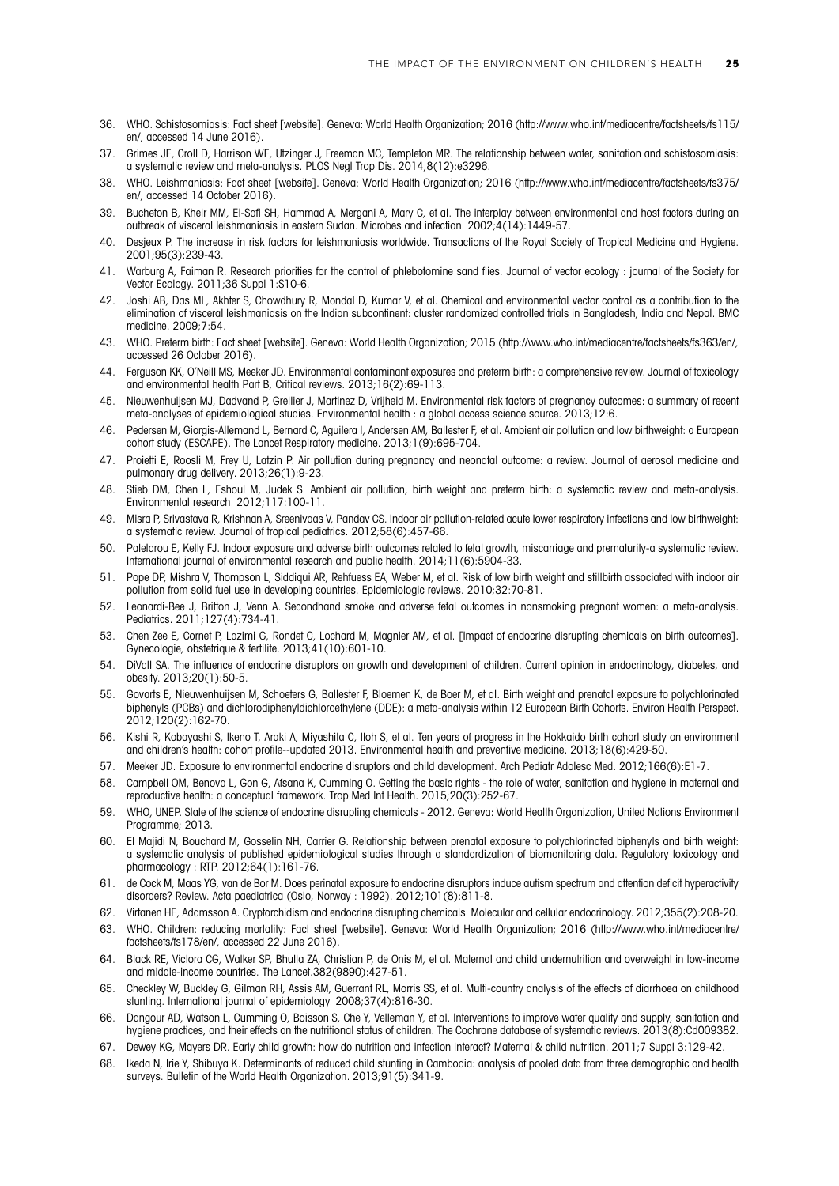36. WHO. Schistosomiasis: Fact sheet [website]. Geneva: World Health Organization; 2016 (http://www.who.int/mediacentre/factsheets/fs115/en/, accessed 14 June 2016).
37. Grimes JE, Croll D, Harrison WE, Utzinger J, Freeman MC, Templeton MR. The relationship between water, sanitation and schistosomiasis: a systematic review and meta-analysis. PLOS Negl Trop Dis. 2014;8(12):e3296.
38. WHO. Leishmaniasis: Fact sheet [website]. Geneva: World Health Organization; 2016 (http://www.who.int/mediacentre/factsheets/fs375/en/, accessed 14 October 2016).
39. Bucheton B, Kheir MM, El-Safi SH, Hammad A, Mergani A, Mary C, et al. The interplay between environmental and host factors during an outbreak of visceral leishmaniasis in eastern Sudan. Microbes and infection. 2002;4(14):1449-57.
40. Desjeux P. The increase in risk factors for leishmaniasis worldwide. Transactions of the Royal Society of Tropical Medicine and Hygiene. 2001;95(3):239-43.
41. Warburg A, Faiman R. Research priorities for the control of phlebotomine sand flies. Journal of vector ecology : journal of the Society for Vector Ecology. 2011;36 Suppl 1:S10-6.
42. Joshi AB, Das ML, Akhter S, Chowdhury R, Mondal D, Kumar V, et al. Chemical and environmental vector control as a contribution to the elimination of visceral leishmaniasis on the Indian subcontinent: cluster randomized controlled trials in Bangladesh, India and Nepal. BMC medicine. 2009;7:54.
43. WHO. Preterm birth: Fact sheet [website]. Geneva: World Health Organization; 2015 (http://www.who.int/mediacentre/factsheets/fs363/en/, accessed 26 October 2016).
44. Ferguson KK, O'Neill MS, Meeker JD. Environmental contaminant exposures and preterm birth: a comprehensive review. Journal of toxicology and environmental health Part B, Critical reviews. 2013;16(2):69-113.
45. Nieuwenhuijsen MJ, Dadvand P, Grellier J, Martinez D, Vrijheid M. Environmental risk factors of pregnancy outcomes: a summary of recent meta-analyses of epidemiological studies. Environmental health : a global access science source. 2013;12:6.
46. Pedersen M, Giorgis-Allemand L, Bernard C, Aguilera I, Andersen AM, Ballester F, et al. Ambient air pollution and low birthweight: a European cohort study (ESCAPE). The Lancet Respiratory medicine. 2013;1(9):695-704.
47. Proietti E, Roosli M, Frey U, Latzin P. Air pollution during pregnancy and neonatal outcome: a review. Journal of aerosol medicine and pulmonary drug delivery. 2013;26(1):9-23.
48. Stieb DM, Chen L, Eshoul M, Judek S. Ambient air pollution, birth weight and preterm birth: a systematic review and meta-analysis. Environmental research. 2012;117:100-11.
49. Misra P, Srivastava R, Krishnan A, Sreenivaas V, Pandav CS. Indoor air pollution-related acute lower respiratory infections and low birthweight: a systematic review. Journal of tropical pediatrics. 2012;58(6):457-66.
50. Patelarou E, Kelly FJ. Indoor exposure and adverse birth outcomes related to fetal growth, miscarriage and prematurity-a systematic review. International journal of environmental research and public health. 2014;11(6):5904-33.
51. Pope DP, Mishra V, Thompson L, Siddiqui AR, Rehfuess EA, Weber M, et al. Risk of low birth weight and stillbirth associated with indoor air pollution from solid fuel use in developing countries. Epidemiologic reviews. 2010;32:70-81.
52. Leonardi-Bee J, Britton J, Venn A. Secondhand smoke and adverse fetal outcomes in nonsmoking pregnant women: a meta-analysis. Pediatrics. 2011;127(4):734-41.
53. Chen Zee E, Cornet P, Lazimi G, Rondet C, Lochard M, Magnier AM, et al. [Impact of endocrine disrupting chemicals on birth outcomes]. Gynecologie, obstetrique & fertilite. 2013;41(10):601-10.
54. DiVall SA. The influence of endocrine disruptors on growth and development of children. Current opinion in endocrinology, diabetes, and obesity. 2013;20(1):50-5.
55. Govarts E, Nieuwenhuijsen M, Schoeters G, Ballester F, Bloemen K, de Boer M, et al. Birth weight and prenatal exposure to polychlorinated biphenyls (PCBs) and dichlorodiphenyldichloroethylene (DDE): a meta-analysis within 12 European Birth Cohorts. Environ Health Perspect. 2012;120(2):162-70.
56. Kishi R, Kobayashi S, Ikeno T, Araki A, Miyashita C, Itoh S, et al. Ten years of progress in the Hokkaido birth cohort study on environment and children's health: cohort profile--updated 2013. Environmental health and preventive medicine. 2013;18(6):429-50.
57. Meeker JD. Exposure to environmental endocrine disruptors and child development. Arch Pediatr Adolesc Med. 2012;166(6):E1-7.
58. Campbell OM, Benova L, Gon G, Afsana K, Cumming O. Getting the basic rights - the role of water, sanitation and hygiene in maternal and reproductive health: a conceptual framework. Trop Med Int Health. 2015;20(3):252-67.
59. WHO, UNEP. State of the science of endocrine disrupting chemicals - 2012. Geneva: World Health Organization, United Nations Environment Programme; 2013.
60. El Majidi N, Bouchard M, Gosselin NH, Carrier G. Relationship between prenatal exposure to polychlorinated biphenyls and birth weight: a systematic analysis of published epidemiological studies through a standardization of biomonitoring data. Regulatory toxicology and pharmacology : RTP. 2012;64(1):161-76.
61. de Cock M, Maas YG, van de Bor M. Does perinatal exposure to endocrine disruptors induce autism spectrum and attention deficit hyperactivity disorders? Review. Acta paediatrica (Oslo, Norway : 1992). 2012;101(8):811-8.
62. Virtanen HE, Adamsson A. Cryptorchidism and endocrine disrupting chemicals. Molecular and cellular endocrinology. 2012;355(2):208-20.
63. WHO. Children: reducing mortality: Fact sheet [website]. Geneva: World Health Organization; 2016 (http://www.who.int/mediacentre/factsheets/fs178/en/, accessed 22 June 2016).
64. Black RE, Victora CG, Walker SP, Bhutta ZA, Christian P, de Onis M, et al. Maternal and child undernutrition and overweight in low-income and middle-income countries. The Lancet.382(9890):427-51.
65. Checkley W, Buckley G, Gilman RH, Assis AM, Guerrant RL, Morris SS, et al. Multi-country analysis of the effects of diarrhoea on childhood stunting. International journal of epidemiology. 2008;37(4):816-30.
66. Dangour AD, Watson L, Cumming O, Boisson S, Che Y, Velleman Y, et al. Interventions to improve water quality and supply, sanitation and hygiene practices, and their effects on the nutritional status of children. The Cochrane database of systematic reviews. 2013(8):Cd009382.
67. Dewey KG, Mayers DR. Early child growth: how do nutrition and infection interact? Maternal & child nutrition. 2011;7 Suppl 3:129-42.
68. Ikeda N, Irie Y, Shibuya K. Determinants of reduced child stunting in Cambodia: analysis of pooled data from three demographic and health surveys. Bulletin of the World Health Organization. 2013;91(5):341-9.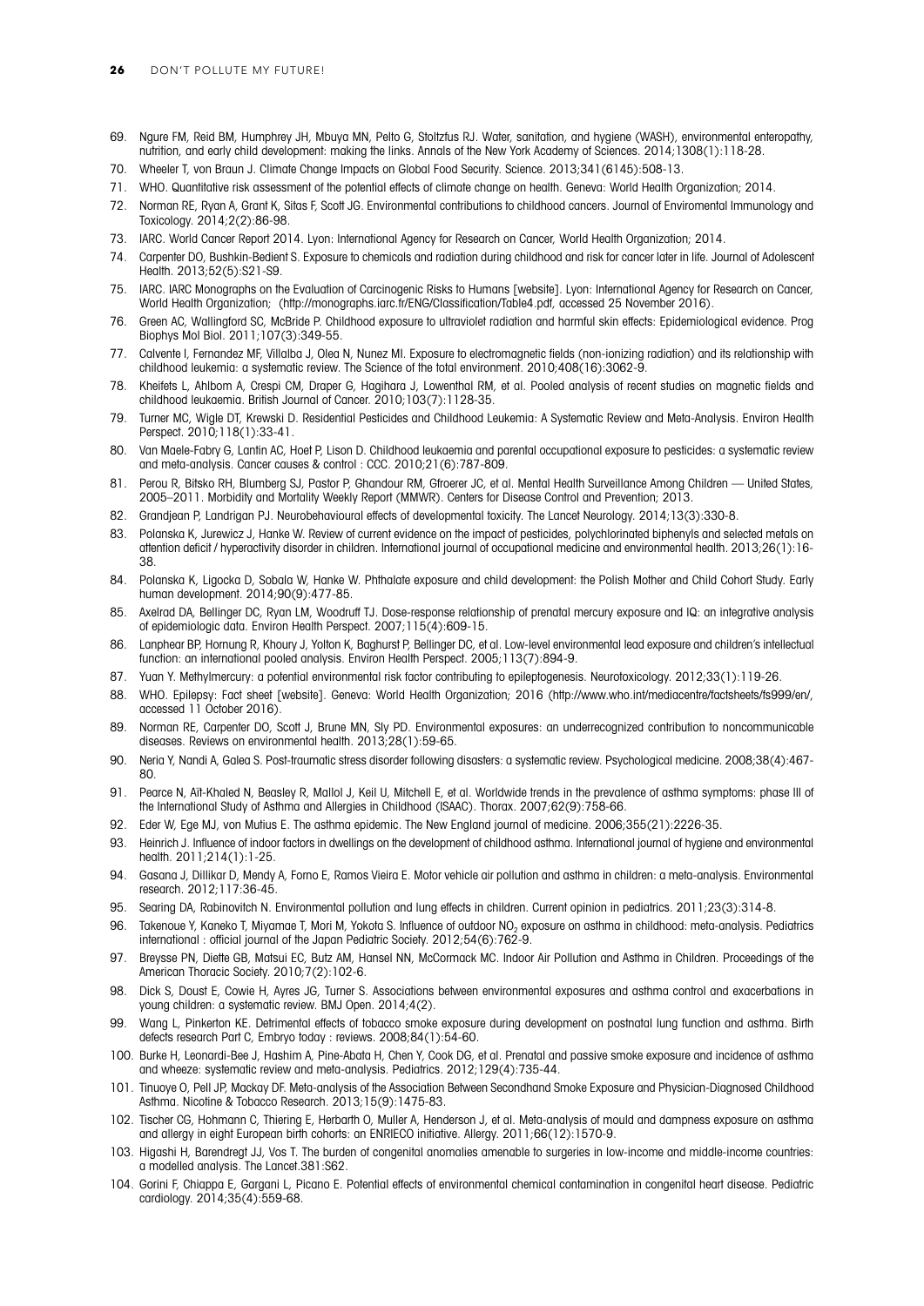69. Ngure FM, Reid BM, Humphrey JH, Mbuya MN, Pelto G, Stoltzfus RJ. Water, sanitation, and hygiene (WASH), environmental enteropathy, nutrition, and early child development: making the links. Annals of the New York Academy of Sciences. 2014;1308(1):118-28.
70. Wheeler T, von Braun J. Climate Change Impacts on Global Food Security. Science. 2013;341(6145):508-13.
71. WHO. Quantitative risk assessment of the potential effects of climate change on health. Geneva: World Health Organization; 2014.
72. Norman RE, Ryan A, Grant K, Sitas F, Scott JG. Environmental contributions to childhood cancers. Journal of Enviromental Immunology and Toxicology. 2014;2(2):86-98.
73. IARC. World Cancer Report 2014. Lyon: International Agency for Research on Cancer, World Health Organization; 2014.
74. Carpenter DO, Bushkin-Bedient S. Exposure to chemicals and radiation during childhood and risk for cancer later in life. Journal of Adolescent Health. 2013;52(5):S21-S9.
75. IARC. IARC Monographs on the Evaluation of Carcinogenic Risks to Humans [website]. Lyon: International Agency for Research on Cancer, World Health Organization; (http://monographs.iarc.fr/ENG/Classification/Table4.pdf, accessed 25 November 2016).
76. Green AC, Wallingford SC, McBride P. Childhood exposure to ultraviolet radiation and harmful skin effects: Epidemiological evidence. Prog Biophys Mol Biol. 2011;107(3):349-55.
77. Calvente I, Fernandez MF, Villalba J, Olea N, Nunez MI. Exposure to electromagnetic fields (non-ionizing radiation) and its relationship with childhood leukemia: a systematic review. The Science of the total environment. 2010;408(16):3062-9.
78. Kheifets L, Ahlbom A, Crespi CM, Draper G, Hagihara J, Lowenthal RM, et al. Pooled analysis of recent studies on magnetic fields and childhood leukaemia. British Journal of Cancer. 2010;103(7):1128-35.
79. Turner MC, Wigle DT, Krewski D. Residential Pesticides and Childhood Leukemia: A Systematic Review and Meta-Analysis. Environ Health Perspect. 2010;118(1):33-41.
80. Van Maele-Fabry G, Lantin AC, Hoet P, Lison D. Childhood leukaemia and parental occupational exposure to pesticides: a systematic review and meta-analysis. Cancer causes & control : CCC. 2010;21(6):787-809.
81. Perou R, Bitsko RH, Blumberg SJ, Pastor P, Ghandour RM, Gfroerer JC, et al. Mental Health Surveillance Among Children — United States, 2005–2011. Morbidity and Mortality Weekly Report (MMWR). Centers for Disease Control and Prevention; 2013.
82. Grandjean P, Landrigan PJ. Neurobehavioural effects of developmental toxicity. The Lancet Neurology. 2014;13(3):330-8.
83. Polanska K, Jurewicz J, Hanke W. Review of current evidence on the impact of pesticides, polychlorinated biphenyls and selected metals on attention deficit / hyperactivity disorder in children. International journal of occupational medicine and environmental health. 2013;26(1):16-38.
84. Polanska K, Ligocka D, Sobala W, Hanke W. Phthalate exposure and child development: the Polish Mother and Child Cohort Study. Early human development. 2014;90(9):477-85.
85. Axelrad DA, Bellinger DC, Ryan LM, Woodruff TJ. Dose-response relationship of prenatal mercury exposure and IQ: an integrative analysis of epidemiologic data. Environ Health Perspect. 2007;115(4):609-15.
86. Lanphear BP, Hornung R, Khoury J, Yolton K, Baghurst P, Bellinger DC, et al. Low-level environmental lead exposure and children's intellectual function: an international pooled analysis. Environ Health Perspect. 2005;113(7):894-9.
87. Yuan Y. Methylmercury: a potential environmental risk factor contributing to epileptogenesis. Neurotoxicology. 2012;33(1):119-26.
88. WHO. Epilepsy: Fact sheet [website]. Geneva: World Health Organization; 2016 (http://www.who.int/mediacentre/factsheets/fs999/en/, accessed 11 October 2016).
89. Norman RE, Carpenter DO, Scott J, Brune MN, Sly PD. Environmental exposures: an underrecognized contribution to noncommunicable diseases. Reviews on environmental health. 2013;28(1):59-65.
90. Neria Y, Nandi A, Galea S. Post-traumatic stress disorder following disasters: a systematic review. Psychological medicine. 2008;38(4):467-80.
91. Pearce N, Aït-Khaled N, Beasley R, Mallol J, Keil U, Mitchell E, et al. Worldwide trends in the prevalence of asthma symptoms: phase III of the International Study of Asthma and Allergies in Childhood (ISAAC). Thorax. 2007;62(9):758-66.
92. Eder W, Ege MJ, von Mutius E. The asthma epidemic. The New England journal of medicine. 2006;355(21):2226-35.
93. Heinrich J. Influence of indoor factors in dwellings on the development of childhood asthma. International journal of hygiene and environmental health. 2011;214(1):1-25.
94. Gasana J, Dillikar D, Mendy A, Forno E, Ramos Vieira E. Motor vehicle air pollution and asthma in children: a meta-analysis. Environmental research. 2012;117:36-45.
95. Searing DA, Rabinovitch N. Environmental pollution and lung effects in children. Current opinion in pediatrics. 2011;23(3):314-8.
96. Takenoue Y, Kaneko T, Miyamae T, Mori M, Yokota S. Influence of outdoor $NO_2$ exposure on asthma in childhood: meta-analysis. Pediatrics international : official journal of the Japan Pediatric Society. 2012;54(6):762-9.
97. Breysse PN, Diette GB, Matsui EC, Butz AM, Hansel NN, McCormack MC. Indoor Air Pollution and Asthma in Children. Proceedings of the American Thoracic Society. 2010;7(2):102-6.
98. Dick S, Doust E, Cowie H, Ayres JG, Turner S. Associations between environmental exposures and asthma control and exacerbations in young children: a systematic review. BMJ Open. 2014;4(2).
99. Wang L, Pinkerton KE. Detrimental effects of tobacco smoke exposure during development on postnatal lung function and asthma. Birth defects research Part C, Embryo today : reviews. 2008;84(1):54-60.
100. Burke H, Leonardi-Bee J, Hashim A, Pine-Abata H, Chen Y, Cook DG, et al. Prenatal and passive smoke exposure and incidence of asthma and wheeze: systematic review and meta-analysis. Pediatrics. 2012;129(4):735-44.
101. Tinuoye O, Pell JP, Mackay DF. Meta-analysis of the Association Between Secondhand Smoke Exposure and Physician-Diagnosed Childhood Asthma. Nicotine & Tobacco Research. 2013;15(9):1475-83.
102. Tischer CG, Hohmann C, Thiering E, Herbarth O, Muller A, Henderson J, et al. Meta-analysis of mould and dampness exposure on asthma and allergy in eight European birth cohorts: an ENRIECO initiative. Allergy. 2011;66(12):1570-9.
103. Higashi H, Barendregt JJ, Vos T. The burden of congenital anomalies amenable to surgeries in low-income and middle-income countries: a modelled analysis. The Lancet.381:S62.
104. Gorini F, Chiappa E, Gargani L, Picano E. Potential effects of environmental chemical contamination in congenital heart disease. Pediatric cardiology. 2014;35(4):559-68.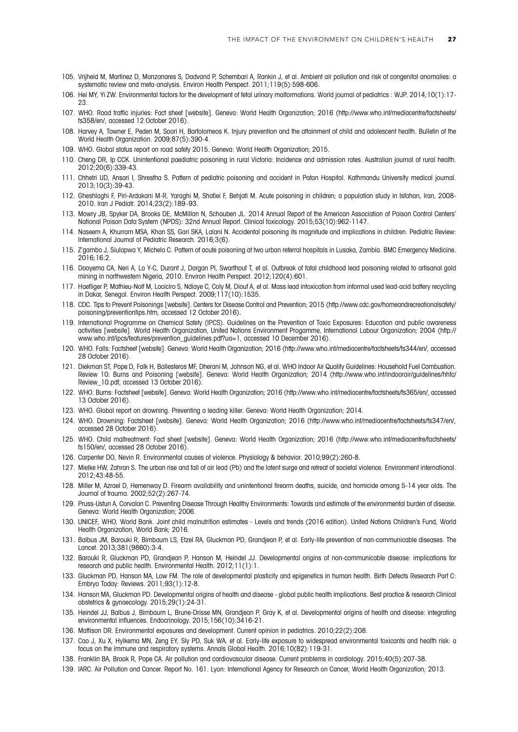105. Vrijheid M, Martinez D, Manzanares S, Dadvand P, Schembari A, Rankin J, et al. Ambient air pollution and risk of congenital anomalies: a systematic review and meta-analysis. Environ Health Perspect. 2011;119(5):598-606.
106. Hei MY, Yi ZW. Environmental factors for the development of fetal urinary malformations. World journal of pediatrics : WJP. 2014;10(1):17-23.
107. WHO. Road traffic injuries: Fact sheet [website]. Geneva: World Health Organization; 2016 (http://www.who.int/mediacentre/factsheets/fs358/en/, accessed 12 October 2016).
108. Harvey A, Towner E, Peden M, Soori H, Bartolomeos K. Injury prevention and the attainment of child and adolescent health. Bulletin of the World Health Organization. 2009;87(5):390-4.
109. WHO. Global status report on road safety 2015. Geneva: World Health Organization; 2015.
110. Cheng DR, Ip CCK. Unintentional paediatric poisoning in rural Victoria: Incidence and admission rates. Australian journal of rural health. 2012;20(6):339-43.
111. Chhetri UD, Ansari I, Shrestha S. Pattern of pediatric poisoning and accident in Patan Hospital. Kathmandu University medical journal. 2013;10(3):39-43.
112. Gheshlaghi F, Piri-Ardakani M-R, Yaraghi M, Shafiei F, Behjati M. Acute poisoning in children; a population study in Isfahan, Iran, 2008-2010. Iran J Pediatr. 2014;23(2):189–93.
113. Mowry JB, Spyker DA, Brooks DE, McMillan N, Schauben JL. 2014 Annual Report of the American Association of Poison Control Centers' National Poison Data System (NPDS): 32nd Annual Report. Clinical toxicology. 2015;53(10):962-1147.
114. Naseem A, Khurram MSA, Khan SS, Gari SKA, Lalani N. Accidental poisoning its magnitude and implications in children. Pediatric Review: International Journal of Pediatric Research. 2016;3(6).
115. Z'gambo J, Siulapwa Y, Michelo C. Pattern of acute poisoning at two urban referral hospitals in Lusaka, Zambia. BMC Emergency Medicine. 2016;16:2.
116. Dooyema CA, Neri A, Lo Y-C, Durant J, Dargan PI, Swarthout T, et al. Outbreak of fatal childhood lead poisoning related to artisanal gold mining in northwestern Nigeria, 2010. Environ Health Perspect. 2012;120(4):601.
117. Haefliger P, Mathieu-Nolf M, Lociciro S, Ndiaye C, Coly M, Diouf A, et al. Mass lead intoxication from informal used lead-acid battery recycling in Dakar, Senegal. Environ Health Perspect. 2009;117(10):1535.
118. CDC. Tips to Prevent Poisonings [website]. Centers for Disease Control and Prevention; 2015 (http://www.cdc.gov/homeandrecreationalsafety/poisoning/preventiontips.htm, accessed 12 October 2016).
119. International Programme on Chemical Safety (IPCS). Guidelines on the Prevention of Toxic Exposures: Education and public awareness activities [website]. World Health Organization, United Nations Environment Progamme, International Labour Organization; 2004 (http://www.who.int/ipcs/features/prevention_guidelines.pdf?ua=1, accessed 10 December 2016).
120. WHO. Falls: Factsheet [website]. Geneva: World Health Organization; 2016 (http://www.who.int/mediacentre/factsheets/fs344/en/, accessed 28 October 2016).
121. Diekman ST, Pope D, Falk H, Ballesteros MF, Dherani M, Johnson NG, et al. WHO Indoor Air Quality Guidelines: Household Fuel Combustion. Review 10: Burns and Poisoning [website]. Geneva: World Health Organization; 2014 (http://www.who.int/indoorair/guidelines/hhfc/Review_10.pdf, accessed 13 October 2016).
122. WHO. Burns: Factsheet [website]. Geneva: World Health Organization; 2016 (http://www.who.int/mediacentre/factsheets/fs365/en/, accessed 13 October 2016).
123. WHO. Global report on drowning. Preventing a leading killer. Geneva: World Health Organization; 2014.
124. WHO. Drowning: Factsheet [website]. Geneva: World Health Organization; 2016 (http://www.who.int/mediacentre/factsheets/fs347/en/, accessed 28 October 2016).
125. WHO. Child maltreatment: Fact sheet [website]. Geneva: World Health Organization; 2016 (http://www.who.int/mediacentre/factsheets/fs150/en/, accessed 28 October 2016).
126. Carpenter DO, Nevin R. Environmental causes of violence. Physiology & behavior. 2010;99(2):260-8.
127. Mielke HW, Zahran S. The urban rise and fall of air lead (Pb) and the latent surge and retreat of societal violence. Environment international. 2012;43:48-55.
128. Miller M, Azrael D, Hemenway D. Firearm availability and unintentional firearm deaths, suicide, and homicide among 5-14 year olds. The Journal of trauma. 2002;52(2):267-74.
129. Pruss-Ustun A, Corvalan C. Preventing Disease Through Healthy Environments: Towards and estimate of the environmental burden of disease. Geneva: World Health Organization; 2006.
130. UNICEF, WHO, World Bank. Joint child malnutrition estimates - Levels and trends (2016 edition). United Nations Children's Fund, World Health Organization, World Bank; 2016.
131. Balbus JM, Barouki R, Birnbaum LS, Etzel RA, Gluckman PD, Grandjean P, et al. Early-life prevention of non-communicable diseases. The Lancet. 2013;381(9860):3-4.
132. Barouki R, Gluckman PD, Grandjean P, Hanson M, Heindel JJ. Developmental origins of non-communicable disease: implications for research and public health. Environmental Health. 2012;11(1):1.
133. Gluckman PD, Hanson MA, Low FM. The role of developmental plasticity and epigenetics in human health. Birth Defects Research Part C: Embryo Today: Reviews. 2011;93(1):12-8.
134. Hanson MA, Gluckman PD. Developmental origins of health and disease - global public health implications. Best practice & research Clinical obstetrics & gynaecology. 2015;29(1):24-31.
135. Heindel JJ, Balbus J, Birnbaum L, Brune-Drisse MN, Grandjean P, Gray K, et al. Developmental origins of health and disease: integrating environmental influences. Endocrinology. 2015;156(10):3416-21.
136. Mattison DR. Environmental exposures and development. Current opinion in pediatrics. 2010;22(2):208.
137. Cao J, Xu X, Hylkema MN, Zeng EY, Sly PD, Suk WA, et al. Early-life exposure to widespread environmental toxicants and health risk: a focus on the immune and respiratory systems. Annals Global Health. 2016;10(82):119-31.
138. Franklin BA, Brook R, Pope CA. Air pollution and cardiovascular disease. Current problems in cardiology. 2015;40(5):207-38.
139. IARC. Air Pollution and Cancer. Report No. 161. Lyon: International Agency for Research on Cancer, World Health Organization; 2013.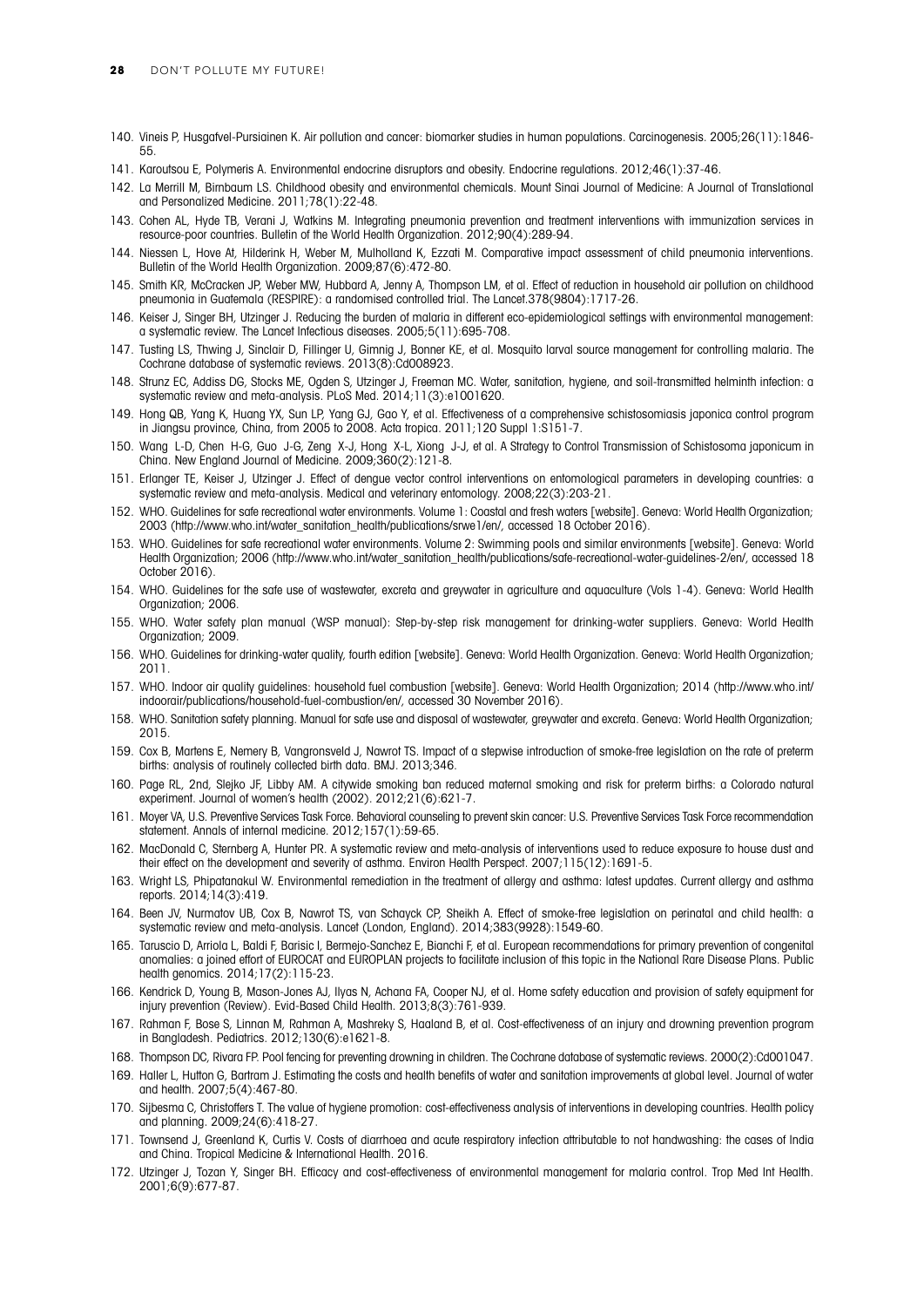140. Vineis P, Husgafvel-Pursiainen K. Air pollution and cancer: biomarker studies in human populations. Carcinogenesis. 2005;26(11):1846-55.
141. Karoutsou E, Polymeris A. Environmental endocrine disruptors and obesity. Endocrine regulations. 2012;46(1):37-46.
142. La Merrill M, Birnbaum LS. Childhood obesity and environmental chemicals. Mount Sinai Journal of Medicine: A Journal of Translational and Personalized Medicine. 2011;78(1):22-48.
143. Cohen AL, Hyde TB, Verani J, Watkins M. Integrating pneumonia prevention and treatment interventions with immunization services in resource-poor countries. Bulletin of the World Health Organization. 2012;90(4):289-94.
144. Niessen L, Hove At, Hilderink H, Weber M, Mulholland K, Ezzati M. Comparative impact assessment of child pneumonia interventions. Bulletin of the World Health Organization. 2009;87(6):472-80.
145. Smith KR, McCracken JP, Weber MW, Hubbard A, Jenny A, Thompson LM, et al. Effect of reduction in household air pollution on childhood pneumonia in Guatemala (RESPIRE): a randomised controlled trial. The Lancet.378(9804):1717-26.
146. Keiser J, Singer BH, Utzinger J. Reducing the burden of malaria in different eco-epidemiological settings with environmental management: a systematic review. The Lancet Infectious diseases. 2005;5(11):695-708.
147. Tusting LS, Thwing J, Sinclair D, Fillinger U, Gimnig J, Bonner KE, et al. Mosquito larval source management for controlling malaria. The Cochrane database of systematic reviews. 2013(8):Cd008923.
148. Strunz EC, Addiss DG, Stocks ME, Ogden S, Utzinger J, Freeman MC. Water, sanitation, hygiene, and soil-transmitted helminth infection: a systematic review and meta-analysis. PLoS Med. 2014;11(3):e1001620.
149. Hong QB, Yang K, Huang YX, Sun LP, Yang GJ, Gao Y, et al. Effectiveness of a comprehensive schistosomiasis japonica control program in Jiangsu province, China, from 2005 to 2008. Acta tropica. 2011;120 Suppl 1:S151-7.
150. Wang L-D, Chen H-G, Guo J-G, Zeng X-J, Hong X-L, Xiong J-J, et al. A Strategy to Control Transmission of Schistosoma japonicum in China. New England Journal of Medicine. 2009;360(2):121-8.
151. Erlanger TE, Keiser J, Utzinger J. Effect of dengue vector control interventions on entomological parameters in developing countries: a systematic review and meta-analysis. Medical and veterinary entomology. 2008;22(3):203-21.
152. WHO. Guidelines for safe recreational water environments. Volume 1: Coastal and fresh waters [website]. Geneva: World Health Organization; 2003 (http://www.who.int/water_sanitation_health/publications/srwe1/en/, accessed 18 October 2016).
153. WHO. Guidelines for safe recreational water environments. Volume 2: Swimming pools and similar environments [website]. Geneva: World Health Organization; 2006 (http://www.who.int/water_sanitation_health/publications/safe-recreational-water-guidelines-2/en/, accessed 18 October 2016).
154. WHO. Guidelines for the safe use of wastewater, excreta and greywater in agriculture and aquaculture (Vols 1-4). Geneva: World Health Organization; 2006.
155. WHO. Water safety plan manual (WSP manual): Step-by-step risk management for drinking-water suppliers. Geneva: World Health Organization; 2009.
156. WHO. Guidelines for drinking-water quality, fourth edition [website]. Geneva: World Health Organization. Geneva: World Health Organization; 2011.
157. WHO. Indoor air quality guidelines: household fuel combustion [website]. Geneva: World Health Organization; 2014 (http://www.who.int/indoorair/publications/household-fuel-combustion/en/, accessed 30 November 2016).
158. WHO. Sanitation safety planning. Manual for safe use and disposal of wastewater, greywater and excreta. Geneva: World Health Organization; 2015.
159. Cox B, Martens E, Nemery B, Vangronsveld J, Nawrot TS. Impact of a stepwise introduction of smoke-free legislation on the rate of preterm births: analysis of routinely collected birth data. BMJ. 2013;346.
160. Page RL, 2nd, Slejko JF, Libby AM. A citywide smoking ban reduced maternal smoking and risk for preterm births: a Colorado natural experiment. Journal of women's health (2002). 2012;21(6):621-7.
161. Moyer VA, U.S. Preventive Services Task Force. Behavioral counseling to prevent skin cancer: U.S. Preventive Services Task Force recommendation statement. Annals of internal medicine. 2012;157(1):59-65.
162. MacDonald C, Sternberg A, Hunter PR. A systematic review and meta-analysis of interventions used to reduce exposure to house dust and their effect on the development and severity of asthma. Environ Health Perspect. 2007;115(12):1691-5.
163. Wright LS, Phipatanakul W. Environmental remediation in the treatment of allergy and asthma: latest updates. Current allergy and asthma reports. 2014;14(3):419.
164. Been JV, Nurmatov UB, Cox B, Nawrot TS, van Schayck CP, Sheikh A. Effect of smoke-free legislation on perinatal and child health: a systematic review and meta-analysis. Lancet (London, England). 2014;383(9928):1549-60.
165. Taruscio D, Arriola L, Baldi F, Barisic I, Bermejo-Sanchez E, Bianchi F, et al. European recommendations for primary prevention of congenital anomalies: a joined effort of EUROCAT and EUROPLAN projects to facilitate inclusion of this topic in the National Rare Disease Plans. Public health genomics. 2014;17(2):115-23.
166. Kendrick D, Young B, Mason-Jones AJ, Ilyas N, Achana FA, Cooper NJ, et al. Home safety education and provision of safety equipment for injury prevention (Review). Evid-Based Child Health. 2013;8(3):761-939.
167. Rahman F, Bose S, Linnan M, Rahman A, Mashreky S, Haaland B, et al. Cost-effectiveness of an injury and drowning prevention program in Bangladesh. Pediatrics. 2012;130(6):e1621-8.
168. Thompson DC, Rivara FP. Pool fencing for preventing drowning in children. The Cochrane database of systematic reviews. 2000(2):Cd001047.
169. Haller L, Hutton G, Bartram J. Estimating the costs and health benefits of water and sanitation improvements at global level. Journal of water and health. 2007;5(4):467-80.
170. Sijbesma C, Christoffers T. The value of hygiene promotion: cost-effectiveness analysis of interventions in developing countries. Health policy and planning. 2009;24(6):418-27.
171. Townsend J, Greenland K, Curtis V. Costs of diarrhoea and acute respiratory infection attributable to not handwashing: the cases of India and China. Tropical Medicine & International Health. 2016.
172. Utzinger J, Tozan Y, Singer BH. Efficacy and cost-effectiveness of environmental management for malaria control. Trop Med Int Health. 2001;6(9):677-87.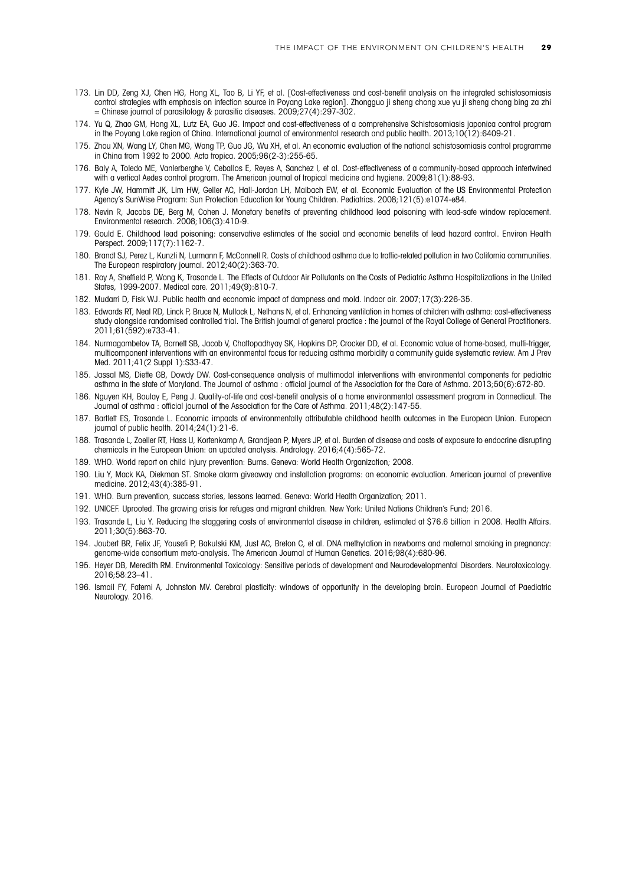173. Lin DD, Zeng XJ, Chen HG, Hong XL, Tao B, Li YF, et al. [Cost-effectiveness and cost-benefit analysis on the integrated schistosomiasis control strategies with emphasis on infection source in Poyang Lake region]. Zhongguo ji sheng chong xue yu ji sheng chong bing za zhi = Chinese journal of parasitology & parasitic diseases. 2009;27(4):297-302.
174. Yu Q, Zhao GM, Hong XL, Lutz EA, Guo JG. Impact and cost-effectiveness of a comprehensive Schistosomiasis japonica control program in the Poyang Lake region of China. International journal of environmental research and public health. 2013;10(12):6409-21.
175. Zhou XN, Wang LY, Chen MG, Wang TP, Guo JG, Wu XH, et al. An economic evaluation of the national schistosomiasis control programme in China from 1992 to 2000. Acta tropica. 2005;96(2-3):255-65.
176. Baly A, Toledo ME, Vanlerberghe V, Ceballos E, Reyes A, Sanchez I, et al. Cost-effectiveness of a community-based approach intertwined with a vertical Aedes control program. The American journal of tropical medicine and hygiene. 2009;81(1):88-93.
177. Kyle JW, Hammitt JK, Lim HW, Geller AC, Hall-Jordan LH, Maibach EW, et al. Economic Evaluation of the US Environmental Protection Agency's SunWise Program: Sun Protection Education for Young Children. Pediatrics. 2008;121(5):e1074-e84.
178. Nevin R, Jacobs DE, Berg M, Cohen J. Monetary benefits of preventing childhood lead poisoning with lead-safe window replacement. Environmental research. 2008;106(3):410-9.
179. Gould E. Childhood lead poisoning: conservative estimates of the social and economic benefits of lead hazard control. Environ Health Perspect. 2009;117(7):1162-7.
180. Brandt SJ, Perez L, Kunzli N, Lurmann F, McConnell R. Costs of childhood asthma due to traffic-related pollution in two California communities. The European respiratory journal. 2012;40(2):363-70.
181. Roy A, Sheffield P, Wong K, Trasande L. The Effects of Outdoor Air Pollutants on the Costs of Pediatric Asthma Hospitalizations in the United States, 1999-2007. Medical care. 2011;49(9):810-7.
182. Mudarri D, Fisk WJ. Public health and economic impact of dampness and mold. Indoor air. 2007;17(3):226-35.
183. Edwards RT, Neal RD, Linck P, Bruce N, Mullock L, Nelhans N, et al. Enhancing ventilation in homes of children with asthma: cost-effectiveness study alongside randomised controlled trial. The British journal of general practice : the journal of the Royal College of General Practitioners. 2011;61(592):e733-41.
184. Nurmagambetov TA, Barnett SB, Jacob V, Chattopadhyay SK, Hopkins DP, Crocker DD, et al. Economic value of home-based, multi-trigger, multicomponent interventions with an environmental focus for reducing asthma morbidity a community guide systematic review. Am J Prev Med. 2011;41(2 Suppl 1):S33-47.
185. Jassal MS, Diette GB, Dowdy DW. Cost-consequence analysis of multimodal interventions with environmental components for pediatric asthma in the state of Maryland. The Journal of asthma : official journal of the Association for the Care of Asthma. 2013;50(6):672-80.
186. Nguyen KH, Boulay E, Peng J. Quality-of-life and cost-benefit analysis of a home environmental assessment program in Connecticut. The Journal of asthma : official journal of the Association for the Care of Asthma. 2011;48(2):147-55.
187. Bartlett ES, Trasande L. Economic impacts of environmentally attributable childhood health outcomes in the European Union. European journal of public health. 2014;24(1):21-6.
188. Trasande L, Zoeller RT, Hass U, Kortenkamp A, Grandjean P, Myers JP, et al. Burden of disease and costs of exposure to endocrine disrupting chemicals in the European Union: an updated analysis. Andrology. 2016;4(4):565-72.
189. WHO. World report on child injury prevention: Burns. Geneva: World Health Organization; 2008.
190. Liu Y, Mack KA, Diekman ST. Smoke alarm giveaway and installation programs: an economic evaluation. American journal of preventive medicine. 2012;43(4):385-91.
191. WHO. Burn prevention, success stories, lessons learned. Geneva: World Health Organization; 2011.
192. UNICEF. Uprooted. The growing crisis for refuges and migrant children. New York: United Nations Children's Fund; 2016.
193. Trasande L, Liu Y. Reducing the staggering costs of environmental disease in children, estimated at $76.6 billion in 2008. Health Affairs. 2011;30(5):863-70.
194. Joubert BR, Felix JF, Yousefi P, Bakulski KM, Just AC, Breton C, et al. DNA methylation in newborns and maternal smoking in pregnancy: genome-wide consortium meta-analysis. The American Journal of Human Genetics. 2016;98(4):680-96.
195. Heyer DB, Meredith RM. Environmental Toxicology: Sensitive periods of development and Neurodevelopmental Disorders. Neurotoxicology. 2016;58:23–41.
196. Ismail FY, Fatemi A, Johnston MV. Cerebral plasticity: windows of opportunity in the developing brain. European Journal of Paediatric Neurology. 2016.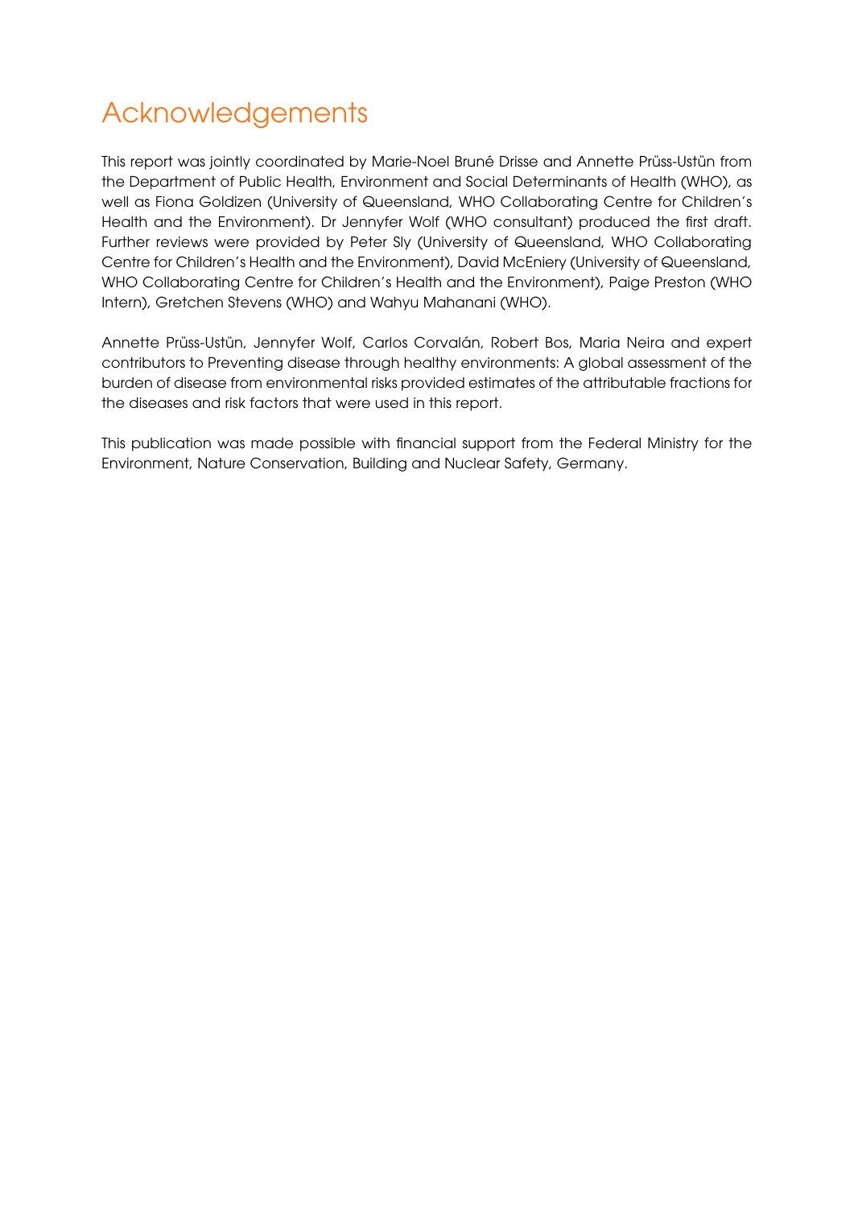# Acknowledgements

This report was jointly coordinated by Marie-Noel Bruné Drisse and Annette Prüss-Ustün from the Department of Public Health, Environment and Social Determinants of Health (WHO), as well as Fiona Goldizen (University of Queensland, WHO Collaborating Centre for Children's Health and the Environment). Dr Jennyfer Wolf (WHO consultant) produced the first draft. Further reviews were provided by Peter Sly (University of Queensland, WHO Collaborating Centre for Children's Health and the Environment), David McEniery (University of Queensland, WHO Collaborating Centre for Children's Health and the Environment), Paige Preston (WHO Intern), Gretchen Stevens (WHO) and Wahyu Mahanani (WHO).

Annette Prüss-Ustün, Jennyfer Wolf, Carlos Corvalán, Robert Bos, Maria Neira and expert contributors to Preventing disease through healthy environments: A global assessment of the burden of disease from environmental risks provided estimates of the attributable fractions for the diseases and risk factors that were used in this report.

This publication was made possible with financial support from the Federal Ministry for the Environment, Nature Conservation, Building and Nuclear Safety, Germany.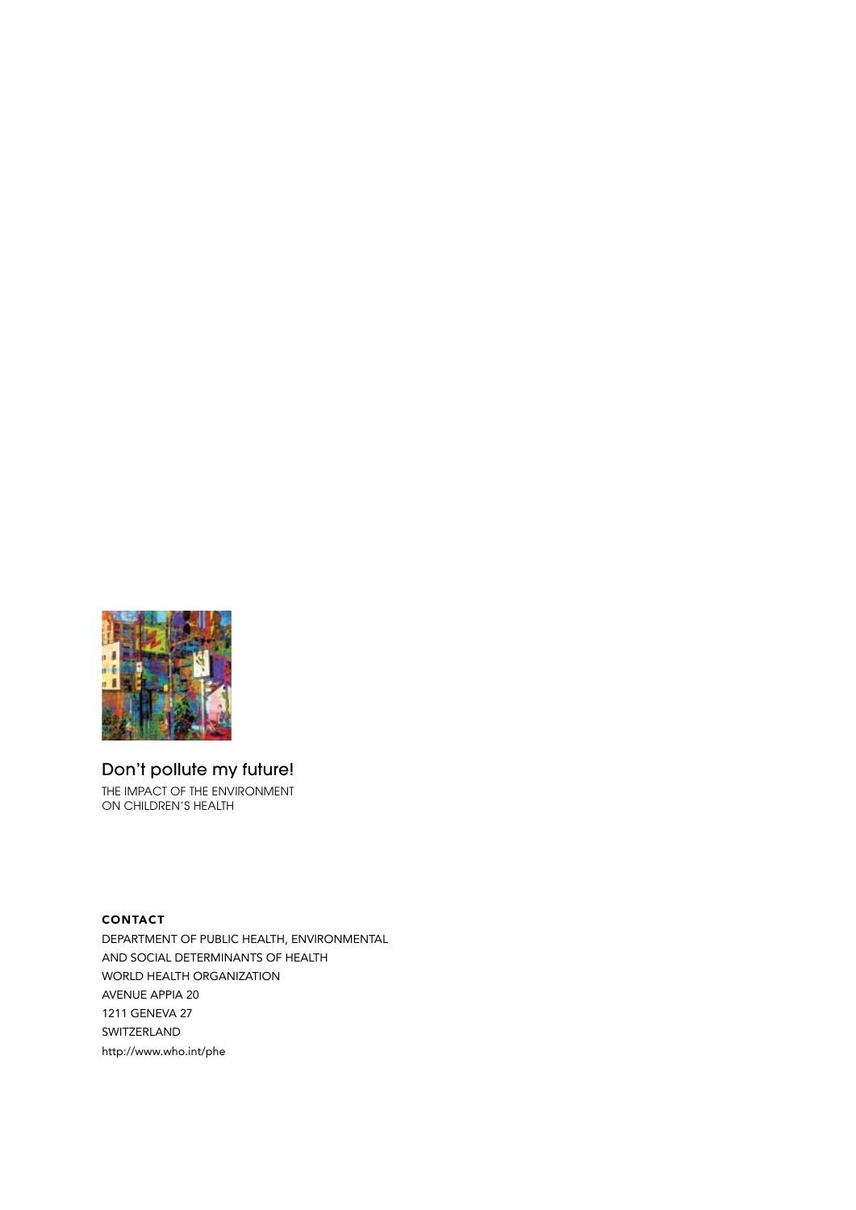Don't pollute my future!

THE IMPACT OF THE ENVIRONMENT
ON CHILDREN'S HEALTH

**CONTACT**

DEPARTMENT OF PUBLIC HEALTH, ENVIRONMENTAL
AND SOCIAL DETERMINANTS OF HEALTH
WORLD HEALTH ORGANIZATION
AVENUE APPIA 20
1211 GENEVA 27
SWITZERLAND
http://www.who.int/phe